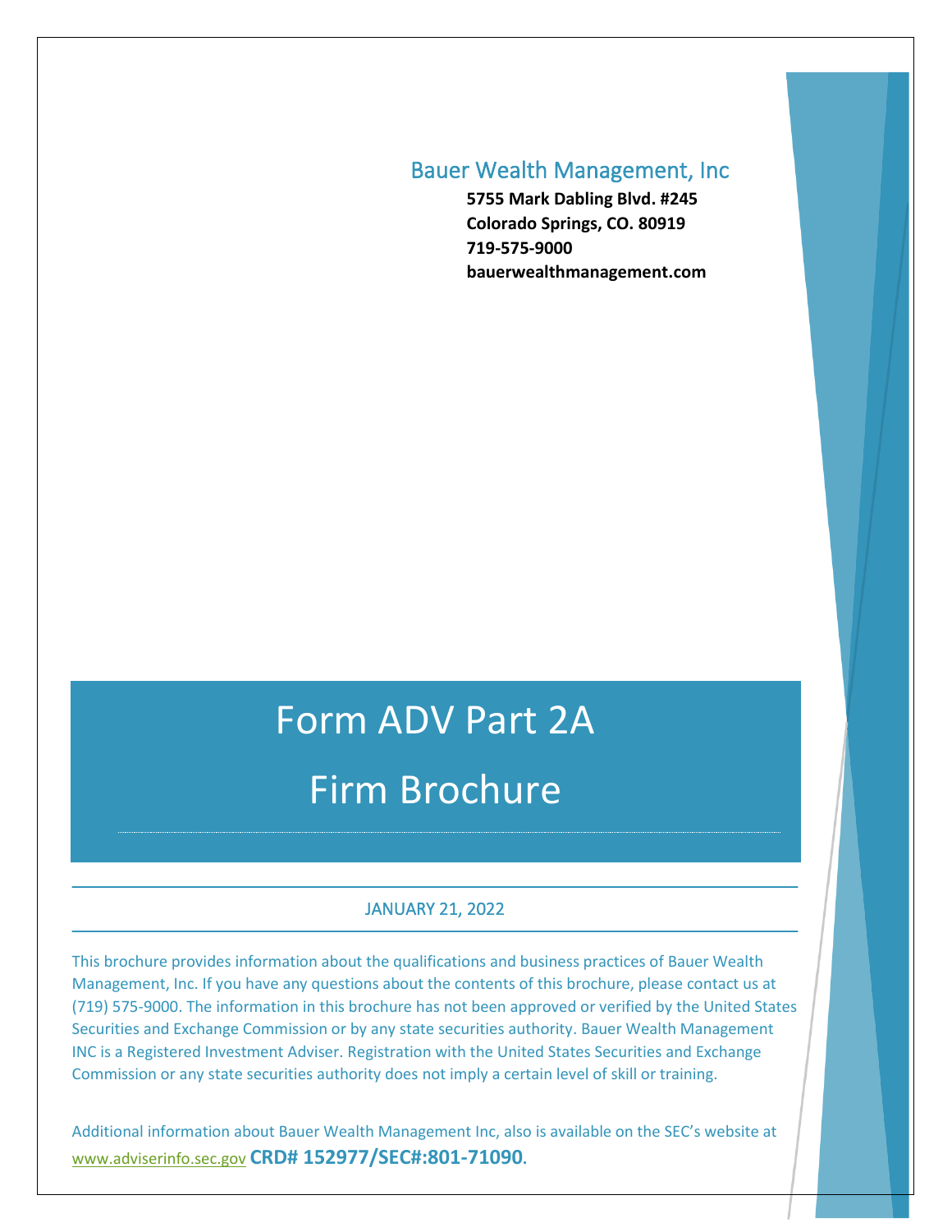Bauer Wealth Management, Inc

**5755 Mark Dabling Blvd. #245**
**Colorado Springs, CO. 80919**
**719-575-9000**
**bauerwealthmanagement.com**

# Form ADV Part 2A

# Firm Brochure

JANUARY 21, 2022

This brochure provides information about the qualifications and business practices of Bauer Wealth Management, Inc. If you have any questions about the contents of this brochure, please contact us at (719) 575-9000. The information in this brochure has not been approved or verified by the United States Securities and Exchange Commission or by any state securities authority. Bauer Wealth Management INC is a Registered Investment Adviser. Registration with the United States Securities and Exchange Commission or any state securities authority does not imply a certain level of skill or training.

Additional information about Bauer Wealth Management Inc, also is available on the SEC's website at www.adviserinfo.sec.gov **CRD# 152977/SEC#:801-71090**.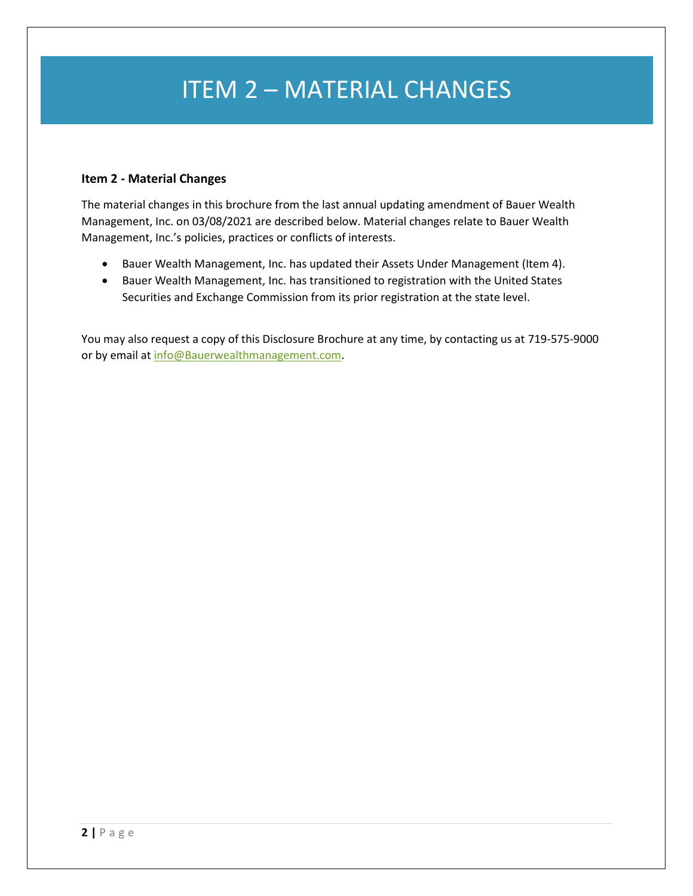# ITEM 2 – MATERIAL CHANGES

**Item 2 - Material Changes**

The material changes in this brochure from the last annual updating amendment of Bauer Wealth Management, Inc. on 03/08/2021 are described below. Material changes relate to Bauer Wealth Management, Inc.'s policies, practices or conflicts of interests.

- Bauer Wealth Management, Inc. has updated their Assets Under Management (Item 4).
- Bauer Wealth Management, Inc. has transitioned to registration with the United States Securities and Exchange Commission from its prior registration at the state level.

You may also request a copy of this Disclosure Brochure at any time, by contacting us at 719-575-9000 or by email at info@Bauerwealthmanagement.com.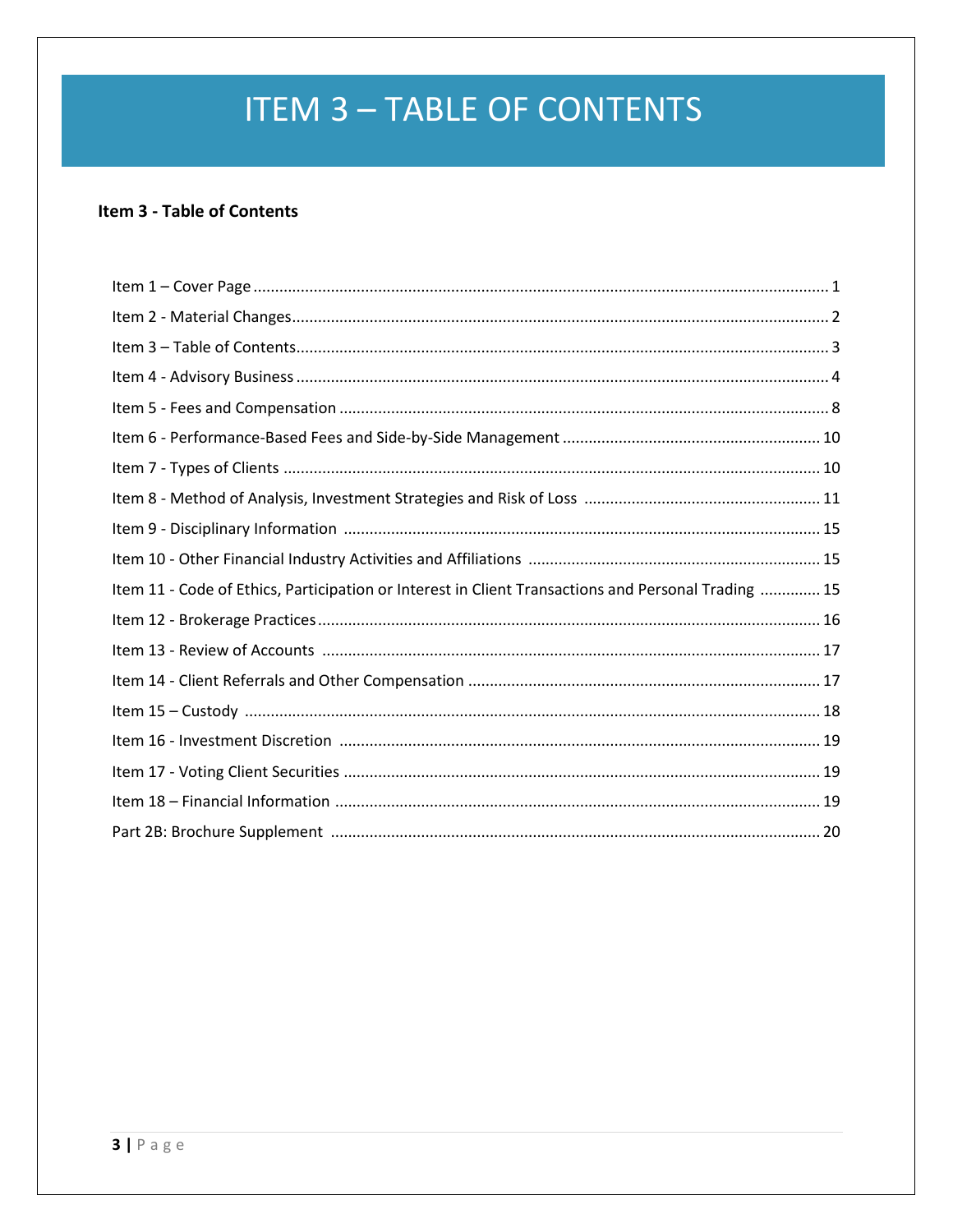# ITEM 3 – TABLE OF CONTENTS

**Item 3 - Table of Contents**

Item 1 – Cover Page .......... 1
Item 2 - Material Changes .......... 2
Item 3 – Table of Contents .......... 3
Item 4 - Advisory Business .......... 4
Item 5 - Fees and Compensation .......... 8
Item 6 - Performance-Based Fees and Side-by-Side Management .......... 10
Item 7 - Types of Clients .......... 10
Item 8 - Method of Analysis, Investment Strategies and Risk of Loss .......... 11
Item 9 - Disciplinary Information .......... 15
Item 10 - Other Financial Industry Activities and Affiliations .......... 15
Item 11 - Code of Ethics, Participation or Interest in Client Transactions and Personal Trading .......... 15
Item 12 - Brokerage Practices .......... 16
Item 13 - Review of Accounts .......... 17
Item 14 - Client Referrals and Other Compensation .......... 17
Item 15 – Custody .......... 18
Item 16 - Investment Discretion .......... 19
Item 17 - Voting Client Securities .......... 19
Item 18 – Financial Information .......... 19
Part 2B: Brochure Supplement .......... 20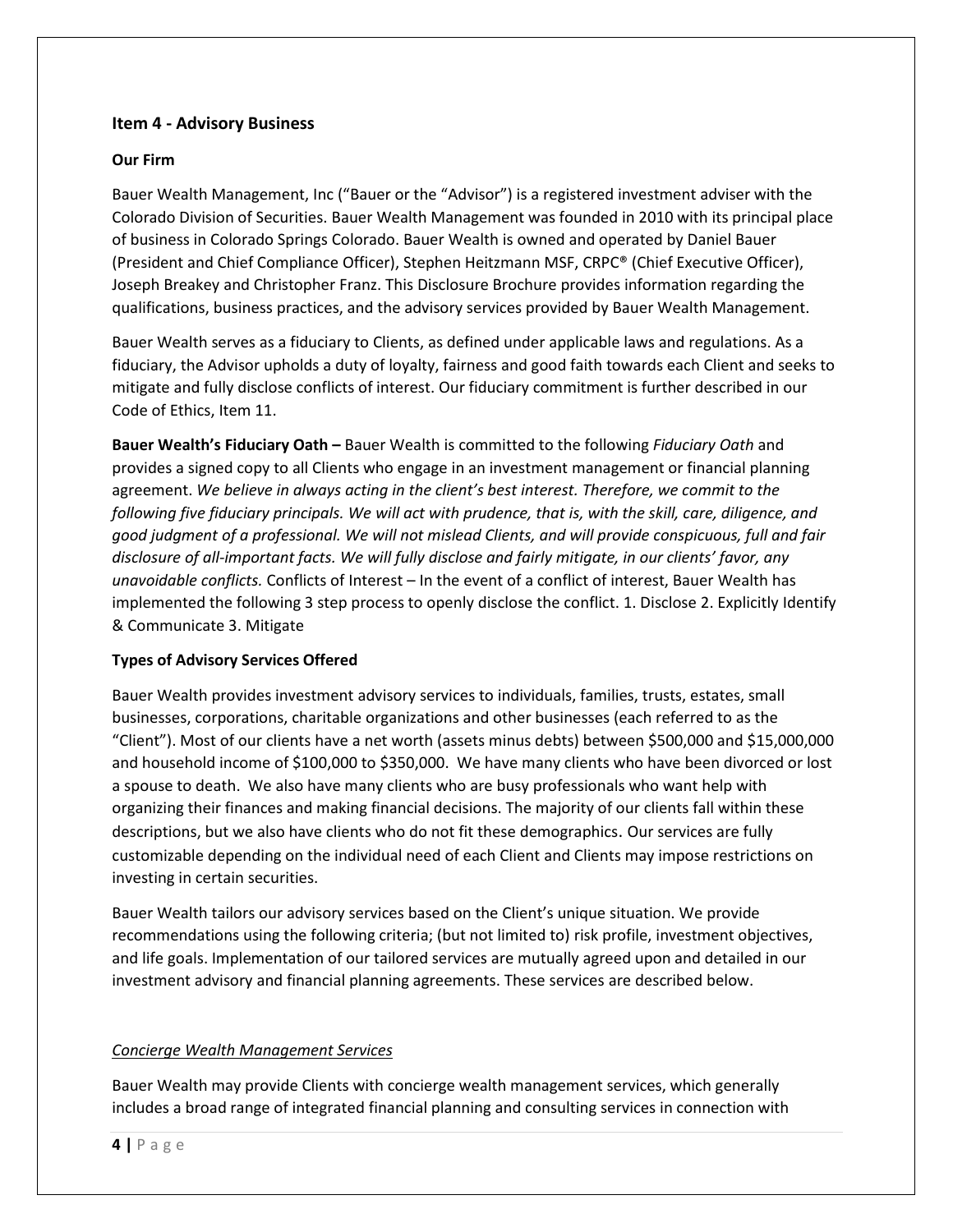## Item 4 - Advisory Business

### Our Firm

Bauer Wealth Management, Inc ("Bauer or the "Advisor") is a registered investment adviser with the Colorado Division of Securities. Bauer Wealth Management was founded in 2010 with its principal place of business in Colorado Springs Colorado. Bauer Wealth is owned and operated by Daniel Bauer (President and Chief Compliance Officer), Stephen Heitzmann MSF, CRPC® (Chief Executive Officer), Joseph Breakey and Christopher Franz. This Disclosure Brochure provides information regarding the qualifications, business practices, and the advisory services provided by Bauer Wealth Management.

Bauer Wealth serves as a fiduciary to Clients, as defined under applicable laws and regulations. As a fiduciary, the Advisor upholds a duty of loyalty, fairness and good faith towards each Client and seeks to mitigate and fully disclose conflicts of interest. Our fiduciary commitment is further described in our Code of Ethics, Item 11.

**Bauer Wealth's Fiduciary Oath –** Bauer Wealth is committed to the following *Fiduciary Oath* and provides a signed copy to all Clients who engage in an investment management or financial planning agreement. *We believe in always acting in the client's best interest. Therefore, we commit to the following five fiduciary principals. We will act with prudence, that is, with the skill, care, diligence, and good judgment of a professional. We will not mislead Clients, and will provide conspicuous, full and fair disclosure of all-important facts. We will fully disclose and fairly mitigate, in our clients' favor, any unavoidable conflicts.* Conflicts of Interest – In the event of a conflict of interest, Bauer Wealth has implemented the following 3 step process to openly disclose the conflict. 1. Disclose 2. Explicitly Identify & Communicate 3. Mitigate

### Types of Advisory Services Offered

Bauer Wealth provides investment advisory services to individuals, families, trusts, estates, small businesses, corporations, charitable organizations and other businesses (each referred to as the "Client"). Most of our clients have a net worth (assets minus debts) between $500,000 and $15,000,000 and household income of $100,000 to $350,000. We have many clients who have been divorced or lost a spouse to death. We also have many clients who are busy professionals who want help with organizing their finances and making financial decisions. The majority of our clients fall within these descriptions, but we also have clients who do not fit these demographics. Our services are fully customizable depending on the individual need of each Client and Clients may impose restrictions on investing in certain securities.

Bauer Wealth tailors our advisory services based on the Client's unique situation. We provide recommendations using the following criteria; (but not limited to) risk profile, investment objectives, and life goals. Implementation of our tailored services are mutually agreed upon and detailed in our investment advisory and financial planning agreements. These services are described below.

<u>Concierge Wealth Management Services</u>

Bauer Wealth may provide Clients with concierge wealth management services, which generally includes a broad range of integrated financial planning and consulting services in connection with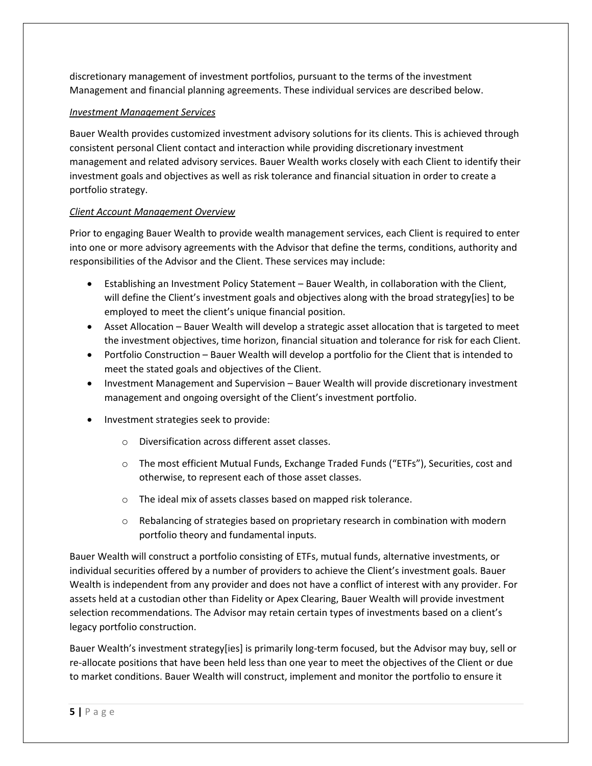discretionary management of investment portfolios, pursuant to the terms of the investment Management and financial planning agreements. These individual services are described below.

*Investment Management Services*

Bauer Wealth provides customized investment advisory solutions for its clients. This is achieved through consistent personal Client contact and interaction while providing discretionary investment management and related advisory services. Bauer Wealth works closely with each Client to identify their investment goals and objectives as well as risk tolerance and financial situation in order to create a portfolio strategy.

*Client Account Management Overview*

Prior to engaging Bauer Wealth to provide wealth management services, each Client is required to enter into one or more advisory agreements with the Advisor that define the terms, conditions, authority and responsibilities of the Advisor and the Client. These services may include:

- Establishing an Investment Policy Statement – Bauer Wealth, in collaboration with the Client, will define the Client's investment goals and objectives along with the broad strategy[ies] to be employed to meet the client's unique financial position.
- Asset Allocation – Bauer Wealth will develop a strategic asset allocation that is targeted to meet the investment objectives, time horizon, financial situation and tolerance for risk for each Client.
- Portfolio Construction – Bauer Wealth will develop a portfolio for the Client that is intended to meet the stated goals and objectives of the Client.
- Investment Management and Supervision – Bauer Wealth will provide discretionary investment management and ongoing oversight of the Client's investment portfolio.
- Investment strategies seek to provide:
  - Diversification across different asset classes.
  - The most efficient Mutual Funds, Exchange Traded Funds ("ETFs"), Securities, cost and otherwise, to represent each of those asset classes.
  - The ideal mix of assets classes based on mapped risk tolerance.
  - Rebalancing of strategies based on proprietary research in combination with modern portfolio theory and fundamental inputs.

Bauer Wealth will construct a portfolio consisting of ETFs, mutual funds, alternative investments, or individual securities offered by a number of providers to achieve the Client's investment goals. Bauer Wealth is independent from any provider and does not have a conflict of interest with any provider. For assets held at a custodian other than Fidelity or Apex Clearing, Bauer Wealth will provide investment selection recommendations. The Advisor may retain certain types of investments based on a client's legacy portfolio construction.

Bauer Wealth's investment strategy[ies] is primarily long-term focused, but the Advisor may buy, sell or re-allocate positions that have been held less than one year to meet the objectives of the Client or due to market conditions. Bauer Wealth will construct, implement and monitor the portfolio to ensure it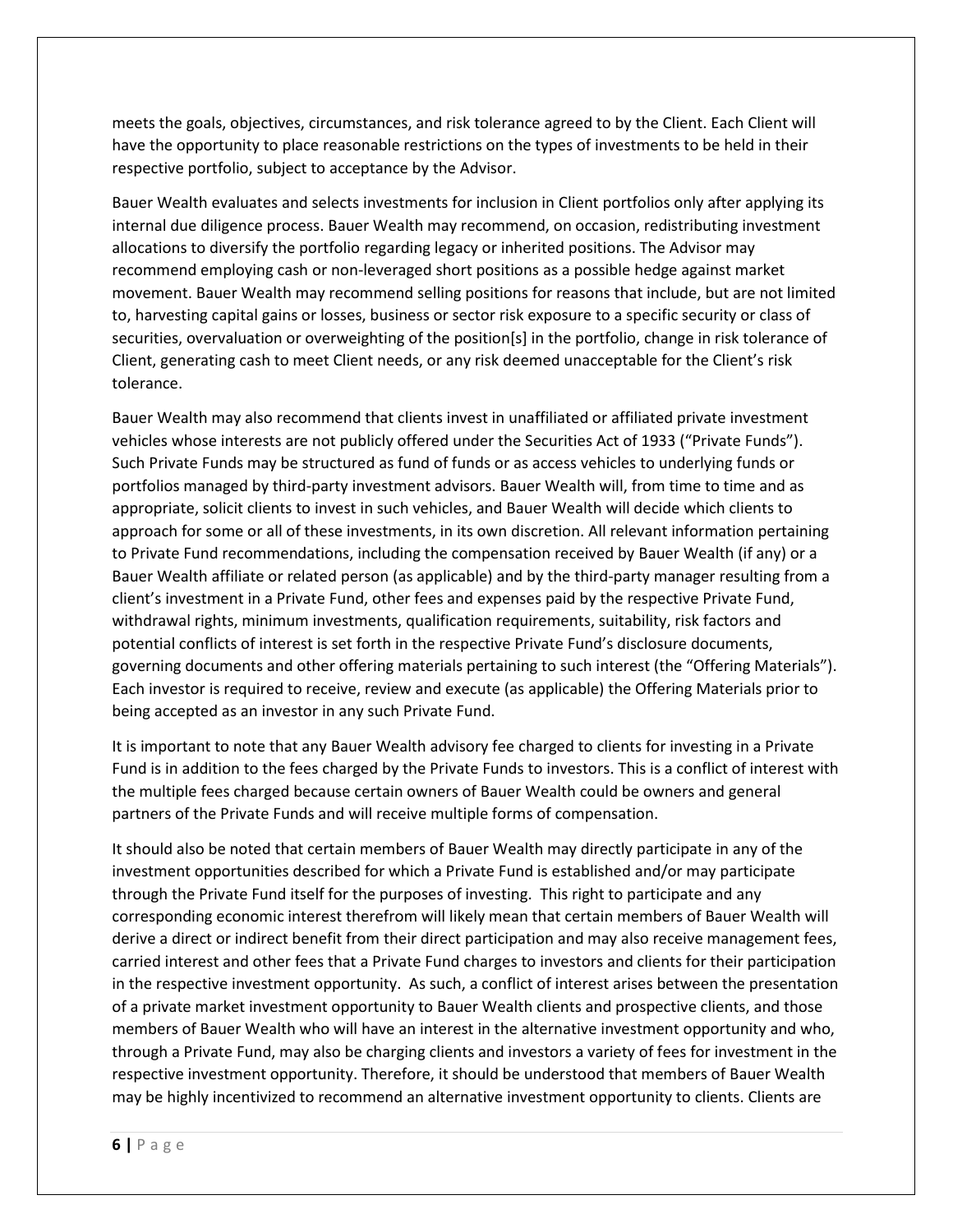meets the goals, objectives, circumstances, and risk tolerance agreed to by the Client. Each Client will have the opportunity to place reasonable restrictions on the types of investments to be held in their respective portfolio, subject to acceptance by the Advisor.

Bauer Wealth evaluates and selects investments for inclusion in Client portfolios only after applying its internal due diligence process. Bauer Wealth may recommend, on occasion, redistributing investment allocations to diversify the portfolio regarding legacy or inherited positions. The Advisor may recommend employing cash or non-leveraged short positions as a possible hedge against market movement. Bauer Wealth may recommend selling positions for reasons that include, but are not limited to, harvesting capital gains or losses, business or sector risk exposure to a specific security or class of securities, overvaluation or overweighting of the position[s] in the portfolio, change in risk tolerance of Client, generating cash to meet Client needs, or any risk deemed unacceptable for the Client's risk tolerance.

Bauer Wealth may also recommend that clients invest in unaffiliated or affiliated private investment vehicles whose interests are not publicly offered under the Securities Act of 1933 ("Private Funds"). Such Private Funds may be structured as fund of funds or as access vehicles to underlying funds or portfolios managed by third-party investment advisors. Bauer Wealth will, from time to time and as appropriate, solicit clients to invest in such vehicles, and Bauer Wealth will decide which clients to approach for some or all of these investments, in its own discretion. All relevant information pertaining to Private Fund recommendations, including the compensation received by Bauer Wealth (if any) or a Bauer Wealth affiliate or related person (as applicable) and by the third-party manager resulting from a client's investment in a Private Fund, other fees and expenses paid by the respective Private Fund, withdrawal rights, minimum investments, qualification requirements, suitability, risk factors and potential conflicts of interest is set forth in the respective Private Fund's disclosure documents, governing documents and other offering materials pertaining to such interest (the "Offering Materials"). Each investor is required to receive, review and execute (as applicable) the Offering Materials prior to being accepted as an investor in any such Private Fund.

It is important to note that any Bauer Wealth advisory fee charged to clients for investing in a Private Fund is in addition to the fees charged by the Private Funds to investors. This is a conflict of interest with the multiple fees charged because certain owners of Bauer Wealth could be owners and general partners of the Private Funds and will receive multiple forms of compensation.

It should also be noted that certain members of Bauer Wealth may directly participate in any of the investment opportunities described for which a Private Fund is established and/or may participate through the Private Fund itself for the purposes of investing. This right to participate and any corresponding economic interest therefrom will likely mean that certain members of Bauer Wealth will derive a direct or indirect benefit from their direct participation and may also receive management fees, carried interest and other fees that a Private Fund charges to investors and clients for their participation in the respective investment opportunity. As such, a conflict of interest arises between the presentation of a private market investment opportunity to Bauer Wealth clients and prospective clients, and those members of Bauer Wealth who will have an interest in the alternative investment opportunity and who, through a Private Fund, may also be charging clients and investors a variety of fees for investment in the respective investment opportunity. Therefore, it should be understood that members of Bauer Wealth may be highly incentivized to recommend an alternative investment opportunity to clients. Clients are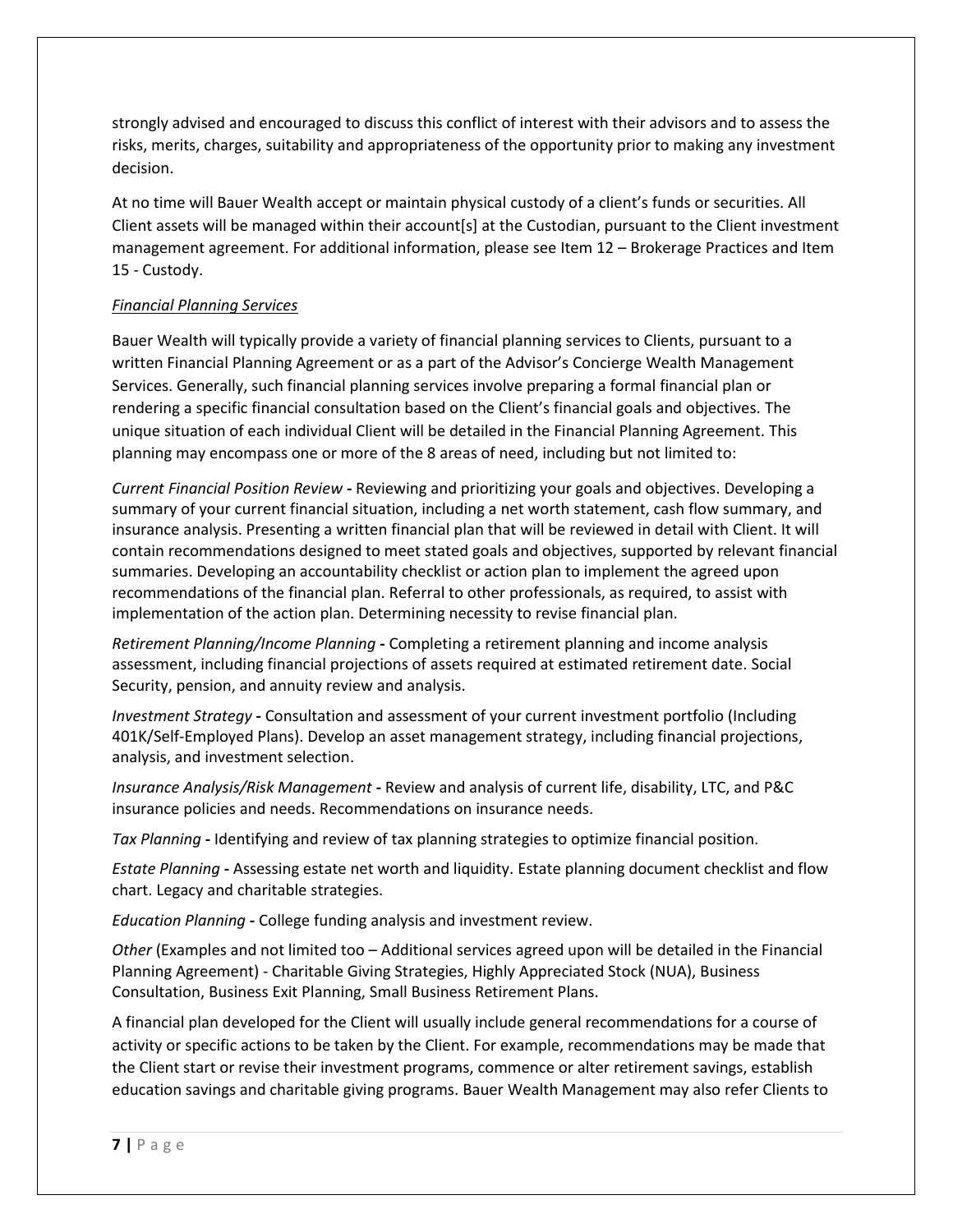strongly advised and encouraged to discuss this conflict of interest with their advisors and to assess the risks, merits, charges, suitability and appropriateness of the opportunity prior to making any investment decision.

At no time will Bauer Wealth accept or maintain physical custody of a client's funds or securities. All Client assets will be managed within their account[s] at the Custodian, pursuant to the Client investment management agreement. For additional information, please see Item 12 – Brokerage Practices and Item 15 - Custody.

*Financial Planning Services*

Bauer Wealth will typically provide a variety of financial planning services to Clients, pursuant to a written Financial Planning Agreement or as a part of the Advisor's Concierge Wealth Management Services. Generally, such financial planning services involve preparing a formal financial plan or rendering a specific financial consultation based on the Client's financial goals and objectives. The unique situation of each individual Client will be detailed in the Financial Planning Agreement. This planning may encompass one or more of the 8 areas of need, including but not limited to:

*Current Financial Position Review* **-** Reviewing and prioritizing your goals and objectives. Developing a summary of your current financial situation, including a net worth statement, cash flow summary, and insurance analysis. Presenting a written financial plan that will be reviewed in detail with Client. It will contain recommendations designed to meet stated goals and objectives, supported by relevant financial summaries. Developing an accountability checklist or action plan to implement the agreed upon recommendations of the financial plan. Referral to other professionals, as required, to assist with implementation of the action plan. Determining necessity to revise financial plan.

*Retirement Planning/Income Planning* **-** Completing a retirement planning and income analysis assessment, including financial projections of assets required at estimated retirement date. Social Security, pension, and annuity review and analysis.

*Investment Strategy* **-** Consultation and assessment of your current investment portfolio (Including 401K/Self-Employed Plans). Develop an asset management strategy, including financial projections, analysis, and investment selection.

*Insurance Analysis/Risk Management* **-** Review and analysis of current life, disability, LTC, and P&C insurance policies and needs. Recommendations on insurance needs.

*Tax Planning* **-** Identifying and review of tax planning strategies to optimize financial position.

*Estate Planning* **-** Assessing estate net worth and liquidity. Estate planning document checklist and flow chart. Legacy and charitable strategies.

*Education Planning* **-** College funding analysis and investment review.

*Other* (Examples and not limited too – Additional services agreed upon will be detailed in the Financial Planning Agreement) - Charitable Giving Strategies, Highly Appreciated Stock (NUA), Business Consultation, Business Exit Planning, Small Business Retirement Plans.

A financial plan developed for the Client will usually include general recommendations for a course of activity or specific actions to be taken by the Client. For example, recommendations may be made that the Client start or revise their investment programs, commence or alter retirement savings, establish education savings and charitable giving programs. Bauer Wealth Management may also refer Clients to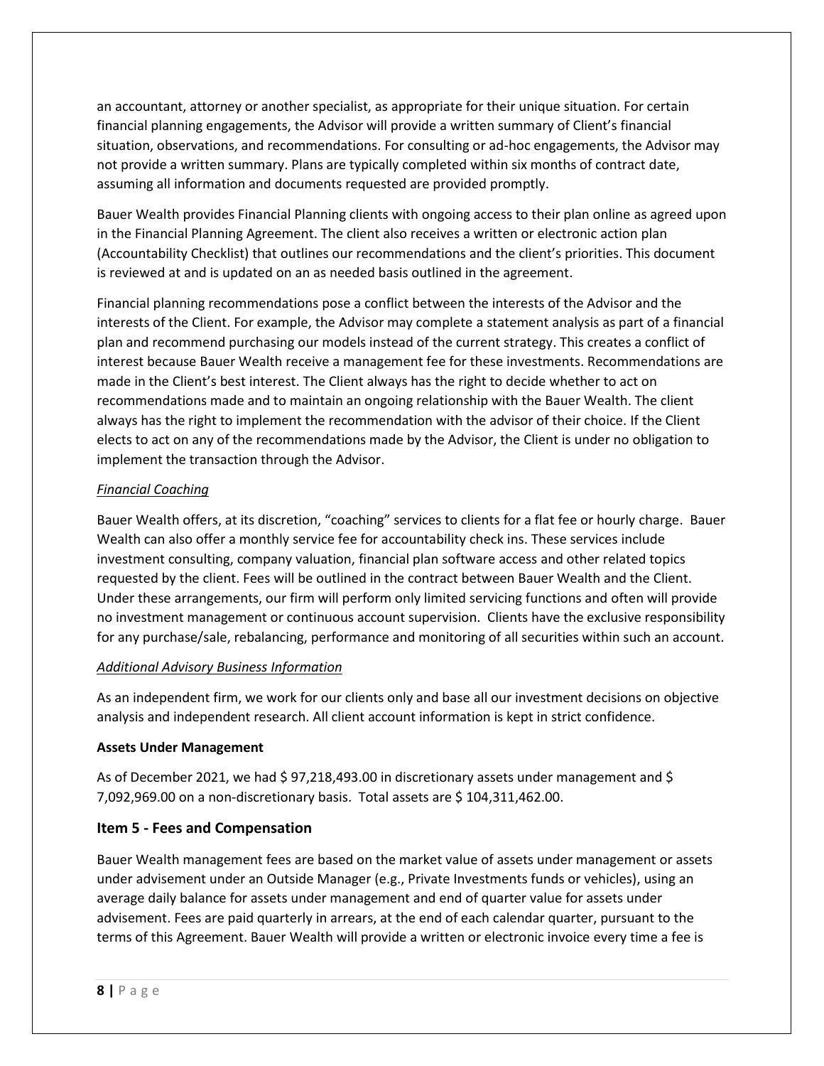an accountant, attorney or another specialist, as appropriate for their unique situation. For certain financial planning engagements, the Advisor will provide a written summary of Client's financial situation, observations, and recommendations. For consulting or ad-hoc engagements, the Advisor may not provide a written summary. Plans are typically completed within six months of contract date, assuming all information and documents requested are provided promptly.

Bauer Wealth provides Financial Planning clients with ongoing access to their plan online as agreed upon in the Financial Planning Agreement. The client also receives a written or electronic action plan (Accountability Checklist) that outlines our recommendations and the client's priorities. This document is reviewed at and is updated on an as needed basis outlined in the agreement.

Financial planning recommendations pose a conflict between the interests of the Advisor and the interests of the Client. For example, the Advisor may complete a statement analysis as part of a financial plan and recommend purchasing our models instead of the current strategy. This creates a conflict of interest because Bauer Wealth receive a management fee for these investments. Recommendations are made in the Client's best interest. The Client always has the right to decide whether to act on recommendations made and to maintain an ongoing relationship with the Bauer Wealth. The client always has the right to implement the recommendation with the advisor of their choice. If the Client elects to act on any of the recommendations made by the Advisor, the Client is under no obligation to implement the transaction through the Advisor.

*Financial Coaching*

Bauer Wealth offers, at its discretion, "coaching" services to clients for a flat fee or hourly charge. Bauer Wealth can also offer a monthly service fee for accountability check ins. These services include investment consulting, company valuation, financial plan software access and other related topics requested by the client. Fees will be outlined in the contract between Bauer Wealth and the Client. Under these arrangements, our firm will perform only limited servicing functions and often will provide no investment management or continuous account supervision. Clients have the exclusive responsibility for any purchase/sale, rebalancing, performance and monitoring of all securities within such an account.

*Additional Advisory Business Information*

As an independent firm, we work for our clients only and base all our investment decisions on objective analysis and independent research. All client account information is kept in strict confidence.

**Assets Under Management**

As of December 2021, we had $ 97,218,493.00 in discretionary assets under management and $ 7,092,969.00 on a non-discretionary basis. Total assets are $ 104,311,462.00.

## Item 5 - Fees and Compensation

Bauer Wealth management fees are based on the market value of assets under management or assets under advisement under an Outside Manager (e.g., Private Investments funds or vehicles), using an average daily balance for assets under management and end of quarter value for assets under advisement. Fees are paid quarterly in arrears, at the end of each calendar quarter, pursuant to the terms of this Agreement. Bauer Wealth will provide a written or electronic invoice every time a fee is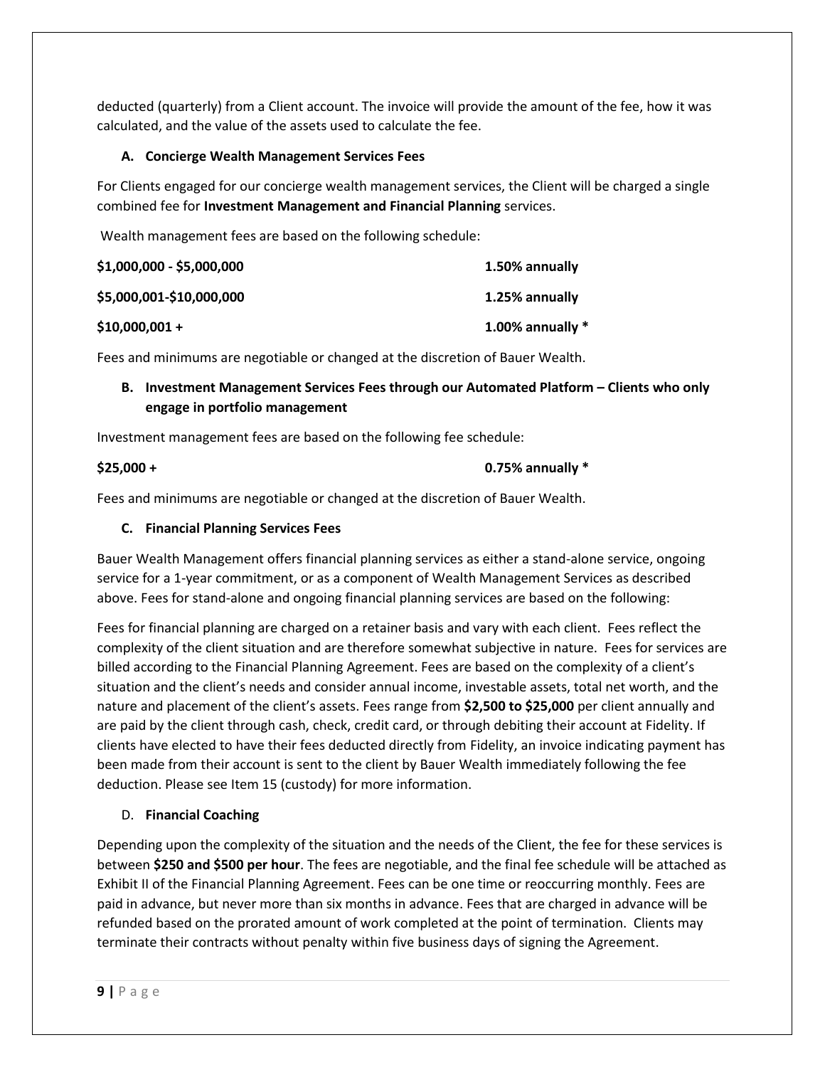deducted (quarterly) from a Client account. The invoice will provide the amount of the fee, how it was calculated, and the value of the assets used to calculate the fee.

### A. Concierge Wealth Management Services Fees

For Clients engaged for our concierge wealth management services, the Client will be charged a single combined fee for **Investment Management and Financial Planning** services.

Wealth management fees are based on the following schedule:

| | |
|---|---|
| **$1,000,000 - $5,000,000** | **1.50% annually** |
| **$5,000,001-$10,000,000** | **1.25% annually** |
| **$10,000,001 +** | **1.00% annually *** |

Fees and minimums are negotiable or changed at the discretion of Bauer Wealth.

### B. Investment Management Services Fees through our Automated Platform – Clients who only engage in portfolio management

Investment management fees are based on the following fee schedule:

| | |
|---|---|
| **$25,000 +** | **0.75% annually *** |

Fees and minimums are negotiable or changed at the discretion of Bauer Wealth.

### C. Financial Planning Services Fees

Bauer Wealth Management offers financial planning services as either a stand-alone service, ongoing service for a 1-year commitment, or as a component of Wealth Management Services as described above. Fees for stand-alone and ongoing financial planning services are based on the following:

Fees for financial planning are charged on a retainer basis and vary with each client. Fees reflect the complexity of the client situation and are therefore somewhat subjective in nature. Fees for services are billed according to the Financial Planning Agreement. Fees are based on the complexity of a client's situation and the client's needs and consider annual income, investable assets, total net worth, and the nature and placement of the client's assets. Fees range from **$2,500 to $25,000** per client annually and are paid by the client through cash, check, credit card, or through debiting their account at Fidelity. If clients have elected to have their fees deducted directly from Fidelity, an invoice indicating payment has been made from their account is sent to the client by Bauer Wealth immediately following the fee deduction. Please see Item 15 (custody) for more information.

### D. **Financial Coaching**

Depending upon the complexity of the situation and the needs of the Client, the fee for these services is between **$250 and $500 per hour**. The fees are negotiable, and the final fee schedule will be attached as Exhibit II of the Financial Planning Agreement. Fees can be one time or reoccurring monthly. Fees are paid in advance, but never more than six months in advance. Fees that are charged in advance will be refunded based on the prorated amount of work completed at the point of termination. Clients may terminate their contracts without penalty within five business days of signing the Agreement.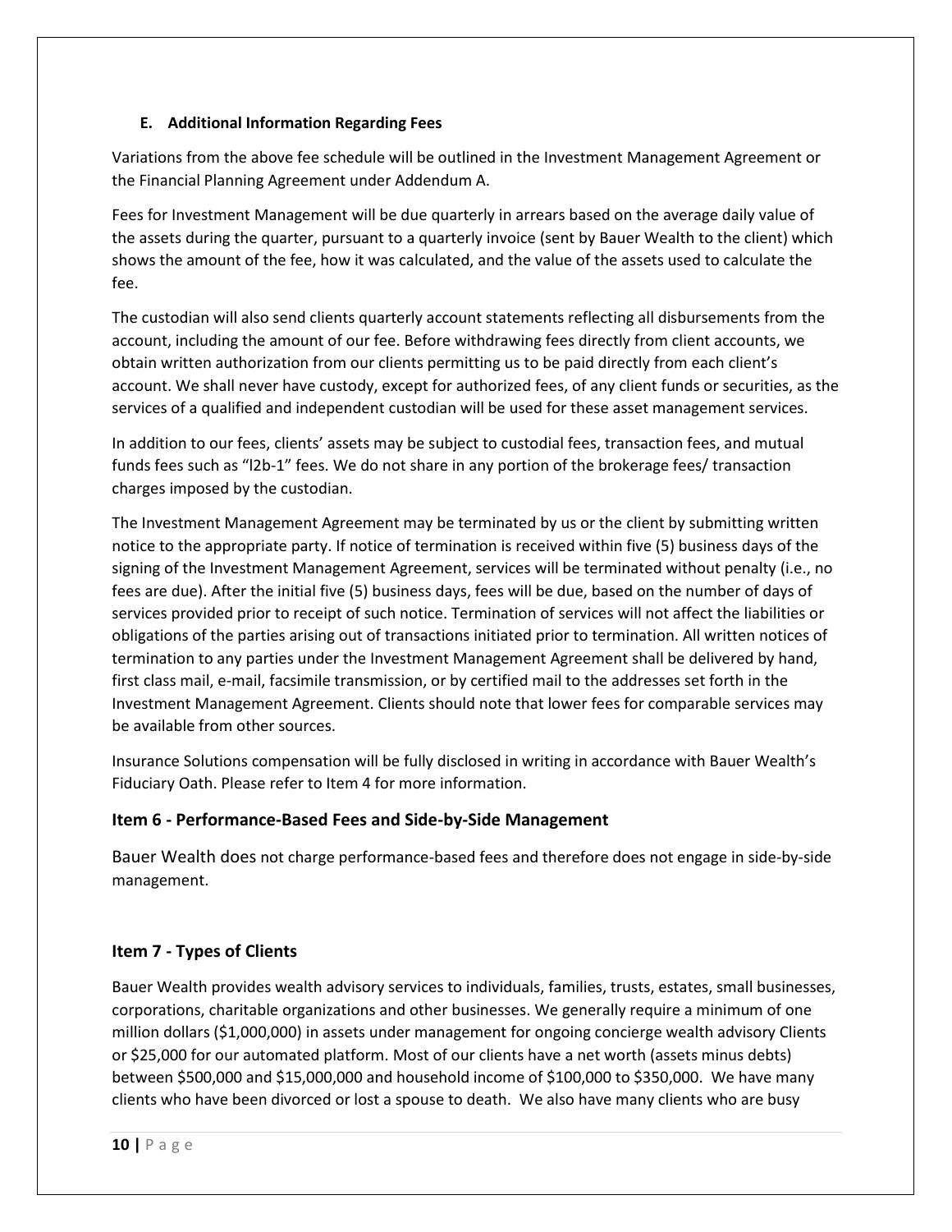### E. Additional Information Regarding Fees

Variations from the above fee schedule will be outlined in the Investment Management Agreement or the Financial Planning Agreement under Addendum A.

Fees for Investment Management will be due quarterly in arrears based on the average daily value of the assets during the quarter, pursuant to a quarterly invoice (sent by Bauer Wealth to the client) which shows the amount of the fee, how it was calculated, and the value of the assets used to calculate the fee.

The custodian will also send clients quarterly account statements reflecting all disbursements from the account, including the amount of our fee. Before withdrawing fees directly from client accounts, we obtain written authorization from our clients permitting us to be paid directly from each client's account. We shall never have custody, except for authorized fees, of any client funds or securities, as the services of a qualified and independent custodian will be used for these asset management services.

In addition to our fees, clients' assets may be subject to custodial fees, transaction fees, and mutual funds fees such as "l2b-1" fees. We do not share in any portion of the brokerage fees/ transaction charges imposed by the custodian.

The Investment Management Agreement may be terminated by us or the client by submitting written notice to the appropriate party. If notice of termination is received within five (5) business days of the signing of the Investment Management Agreement, services will be terminated without penalty (i.e., no fees are due). After the initial five (5) business days, fees will be due, based on the number of days of services provided prior to receipt of such notice. Termination of services will not affect the liabilities or obligations of the parties arising out of transactions initiated prior to termination. All written notices of termination to any parties under the Investment Management Agreement shall be delivered by hand, first class mail, e-mail, facsimile transmission, or by certified mail to the addresses set forth in the Investment Management Agreement. Clients should note that lower fees for comparable services may be available from other sources.

Insurance Solutions compensation will be fully disclosed in writing in accordance with Bauer Wealth's Fiduciary Oath. Please refer to Item 4 for more information.

## Item 6 - Performance-Based Fees and Side-by-Side Management

Bauer Wealth does not charge performance-based fees and therefore does not engage in side-by-side management.

## Item 7 - Types of Clients

Bauer Wealth provides wealth advisory services to individuals, families, trusts, estates, small businesses, corporations, charitable organizations and other businesses. We generally require a minimum of one million dollars ($1,000,000) in assets under management for ongoing concierge wealth advisory Clients or $25,000 for our automated platform. Most of our clients have a net worth (assets minus debts) between $500,000 and $15,000,000 and household income of $100,000 to $350,000. We have many clients who have been divorced or lost a spouse to death. We also have many clients who are busy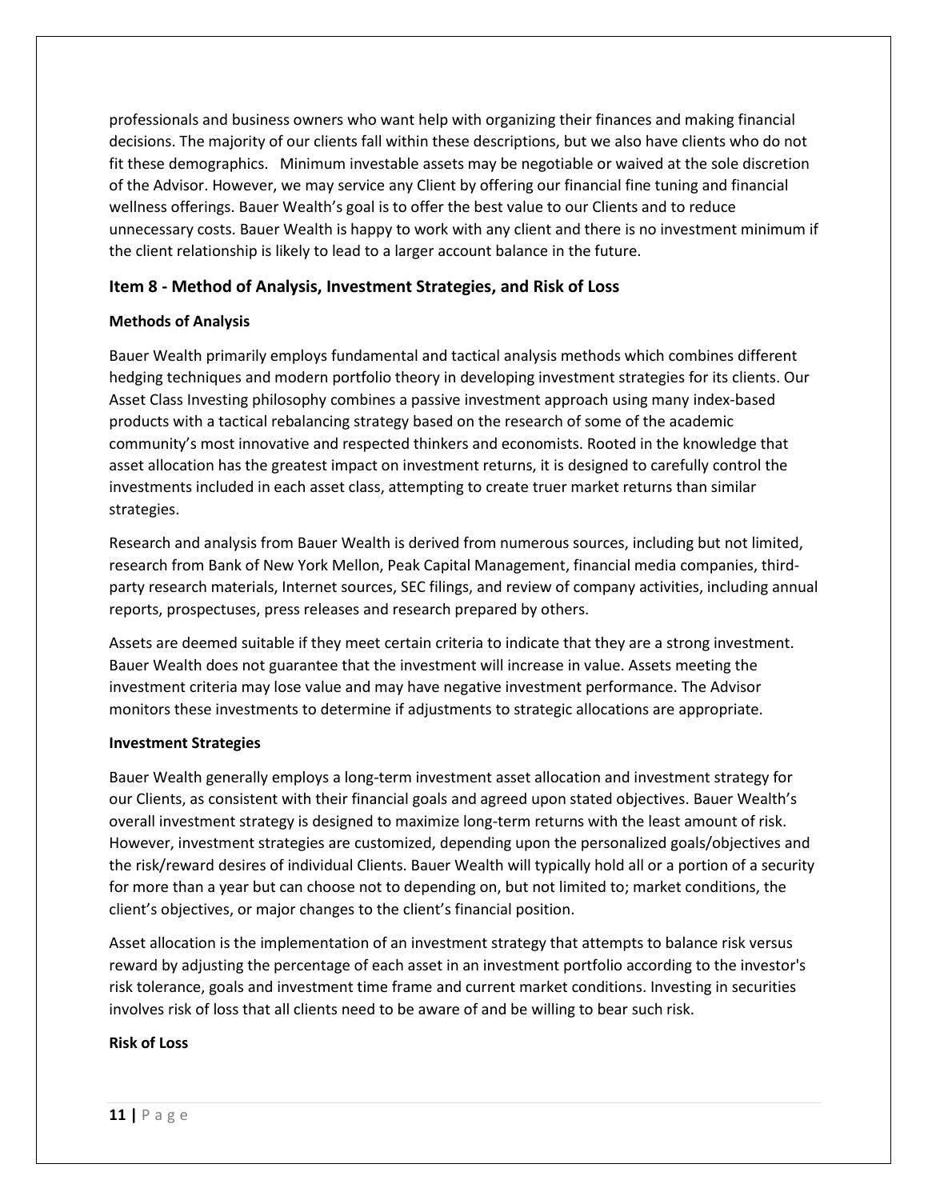professionals and business owners who want help with organizing their finances and making financial decisions. The majority of our clients fall within these descriptions, but we also have clients who do not fit these demographics. Minimum investable assets may be negotiable or waived at the sole discretion of the Advisor. However, we may service any Client by offering our financial fine tuning and financial wellness offerings. Bauer Wealth's goal is to offer the best value to our Clients and to reduce unnecessary costs. Bauer Wealth is happy to work with any client and there is no investment minimum if the client relationship is likely to lead to a larger account balance in the future.

## Item 8 - Method of Analysis, Investment Strategies, and Risk of Loss

### Methods of Analysis

Bauer Wealth primarily employs fundamental and tactical analysis methods which combines different hedging techniques and modern portfolio theory in developing investment strategies for its clients. Our Asset Class Investing philosophy combines a passive investment approach using many index-based products with a tactical rebalancing strategy based on the research of some of the academic community's most innovative and respected thinkers and economists. Rooted in the knowledge that asset allocation has the greatest impact on investment returns, it is designed to carefully control the investments included in each asset class, attempting to create truer market returns than similar strategies.

Research and analysis from Bauer Wealth is derived from numerous sources, including but not limited, research from Bank of New York Mellon, Peak Capital Management, financial media companies, third-party research materials, Internet sources, SEC filings, and review of company activities, including annual reports, prospectuses, press releases and research prepared by others.

Assets are deemed suitable if they meet certain criteria to indicate that they are a strong investment. Bauer Wealth does not guarantee that the investment will increase in value. Assets meeting the investment criteria may lose value and may have negative investment performance. The Advisor monitors these investments to determine if adjustments to strategic allocations are appropriate.

### Investment Strategies

Bauer Wealth generally employs a long-term investment asset allocation and investment strategy for our Clients, as consistent with their financial goals and agreed upon stated objectives. Bauer Wealth's overall investment strategy is designed to maximize long-term returns with the least amount of risk. However, investment strategies are customized, depending upon the personalized goals/objectives and the risk/reward desires of individual Clients. Bauer Wealth will typically hold all or a portion of a security for more than a year but can choose not to depending on, but not limited to; market conditions, the client's objectives, or major changes to the client's financial position.

Asset allocation is the implementation of an investment strategy that attempts to balance risk versus reward by adjusting the percentage of each asset in an investment portfolio according to the investor's risk tolerance, goals and investment time frame and current market conditions. Investing in securities involves risk of loss that all clients need to be aware of and be willing to bear such risk.

### Risk of Loss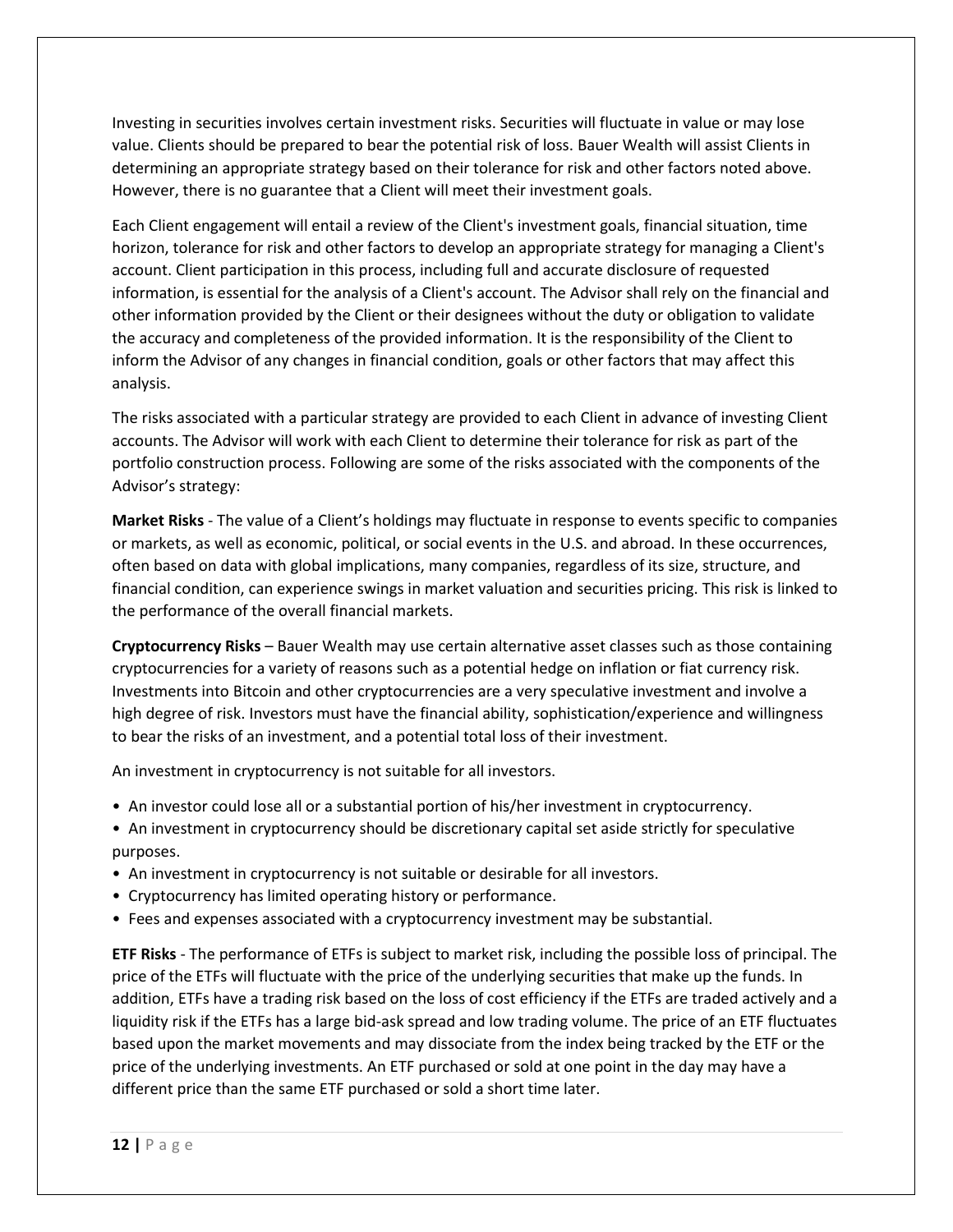Investing in securities involves certain investment risks. Securities will fluctuate in value or may lose value. Clients should be prepared to bear the potential risk of loss. Bauer Wealth will assist Clients in determining an appropriate strategy based on their tolerance for risk and other factors noted above. However, there is no guarantee that a Client will meet their investment goals.

Each Client engagement will entail a review of the Client's investment goals, financial situation, time horizon, tolerance for risk and other factors to develop an appropriate strategy for managing a Client's account. Client participation in this process, including full and accurate disclosure of requested information, is essential for the analysis of a Client's account. The Advisor shall rely on the financial and other information provided by the Client or their designees without the duty or obligation to validate the accuracy and completeness of the provided information. It is the responsibility of the Client to inform the Advisor of any changes in financial condition, goals or other factors that may affect this analysis.

The risks associated with a particular strategy are provided to each Client in advance of investing Client accounts. The Advisor will work with each Client to determine their tolerance for risk as part of the portfolio construction process. Following are some of the risks associated with the components of the Advisor's strategy:

**Market Risks** - The value of a Client's holdings may fluctuate in response to events specific to companies or markets, as well as economic, political, or social events in the U.S. and abroad. In these occurrences, often based on data with global implications, many companies, regardless of its size, structure, and financial condition, can experience swings in market valuation and securities pricing. This risk is linked to the performance of the overall financial markets.

**Cryptocurrency Risks** – Bauer Wealth may use certain alternative asset classes such as those containing cryptocurrencies for a variety of reasons such as a potential hedge on inflation or fiat currency risk. Investments into Bitcoin and other cryptocurrencies are a very speculative investment and involve a high degree of risk. Investors must have the financial ability, sophistication/experience and willingness to bear the risks of an investment, and a potential total loss of their investment.

An investment in cryptocurrency is not suitable for all investors.

- An investor could lose all or a substantial portion of his/her investment in cryptocurrency.
- An investment in cryptocurrency should be discretionary capital set aside strictly for speculative purposes.
- An investment in cryptocurrency is not suitable or desirable for all investors.
- Cryptocurrency has limited operating history or performance.
- Fees and expenses associated with a cryptocurrency investment may be substantial.

**ETF Risks** - The performance of ETFs is subject to market risk, including the possible loss of principal. The price of the ETFs will fluctuate with the price of the underlying securities that make up the funds. In addition, ETFs have a trading risk based on the loss of cost efficiency if the ETFs are traded actively and a liquidity risk if the ETFs has a large bid-ask spread and low trading volume. The price of an ETF fluctuates based upon the market movements and may dissociate from the index being tracked by the ETF or the price of the underlying investments. An ETF purchased or sold at one point in the day may have a different price than the same ETF purchased or sold a short time later.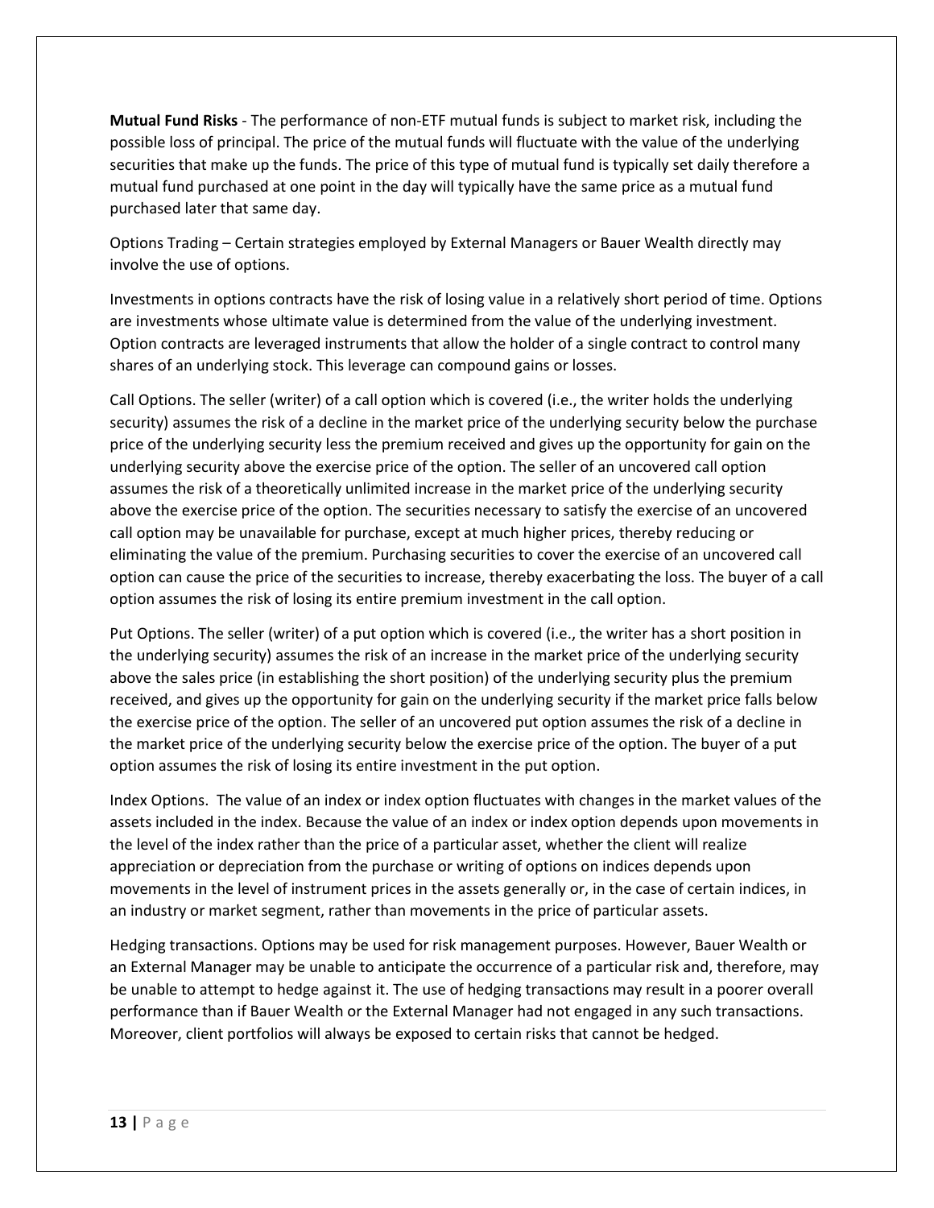**Mutual Fund Risks** - The performance of non-ETF mutual funds is subject to market risk, including the possible loss of principal. The price of the mutual funds will fluctuate with the value of the underlying securities that make up the funds. The price of this type of mutual fund is typically set daily therefore a mutual fund purchased at one point in the day will typically have the same price as a mutual fund purchased later that same day.

Options Trading – Certain strategies employed by External Managers or Bauer Wealth directly may involve the use of options.

Investments in options contracts have the risk of losing value in a relatively short period of time. Options are investments whose ultimate value is determined from the value of the underlying investment. Option contracts are leveraged instruments that allow the holder of a single contract to control many shares of an underlying stock. This leverage can compound gains or losses.

Call Options. The seller (writer) of a call option which is covered (i.e., the writer holds the underlying security) assumes the risk of a decline in the market price of the underlying security below the purchase price of the underlying security less the premium received and gives up the opportunity for gain on the underlying security above the exercise price of the option. The seller of an uncovered call option assumes the risk of a theoretically unlimited increase in the market price of the underlying security above the exercise price of the option. The securities necessary to satisfy the exercise of an uncovered call option may be unavailable for purchase, except at much higher prices, thereby reducing or eliminating the value of the premium. Purchasing securities to cover the exercise of an uncovered call option can cause the price of the securities to increase, thereby exacerbating the loss. The buyer of a call option assumes the risk of losing its entire premium investment in the call option.

Put Options. The seller (writer) of a put option which is covered (i.e., the writer has a short position in the underlying security) assumes the risk of an increase in the market price of the underlying security above the sales price (in establishing the short position) of the underlying security plus the premium received, and gives up the opportunity for gain on the underlying security if the market price falls below the exercise price of the option. The seller of an uncovered put option assumes the risk of a decline in the market price of the underlying security below the exercise price of the option. The buyer of a put option assumes the risk of losing its entire investment in the put option.

Index Options. The value of an index or index option fluctuates with changes in the market values of the assets included in the index. Because the value of an index or index option depends upon movements in the level of the index rather than the price of a particular asset, whether the client will realize appreciation or depreciation from the purchase or writing of options on indices depends upon movements in the level of instrument prices in the assets generally or, in the case of certain indices, in an industry or market segment, rather than movements in the price of particular assets.

Hedging transactions. Options may be used for risk management purposes. However, Bauer Wealth or an External Manager may be unable to anticipate the occurrence of a particular risk and, therefore, may be unable to attempt to hedge against it. The use of hedging transactions may result in a poorer overall performance than if Bauer Wealth or the External Manager had not engaged in any such transactions. Moreover, client portfolios will always be exposed to certain risks that cannot be hedged.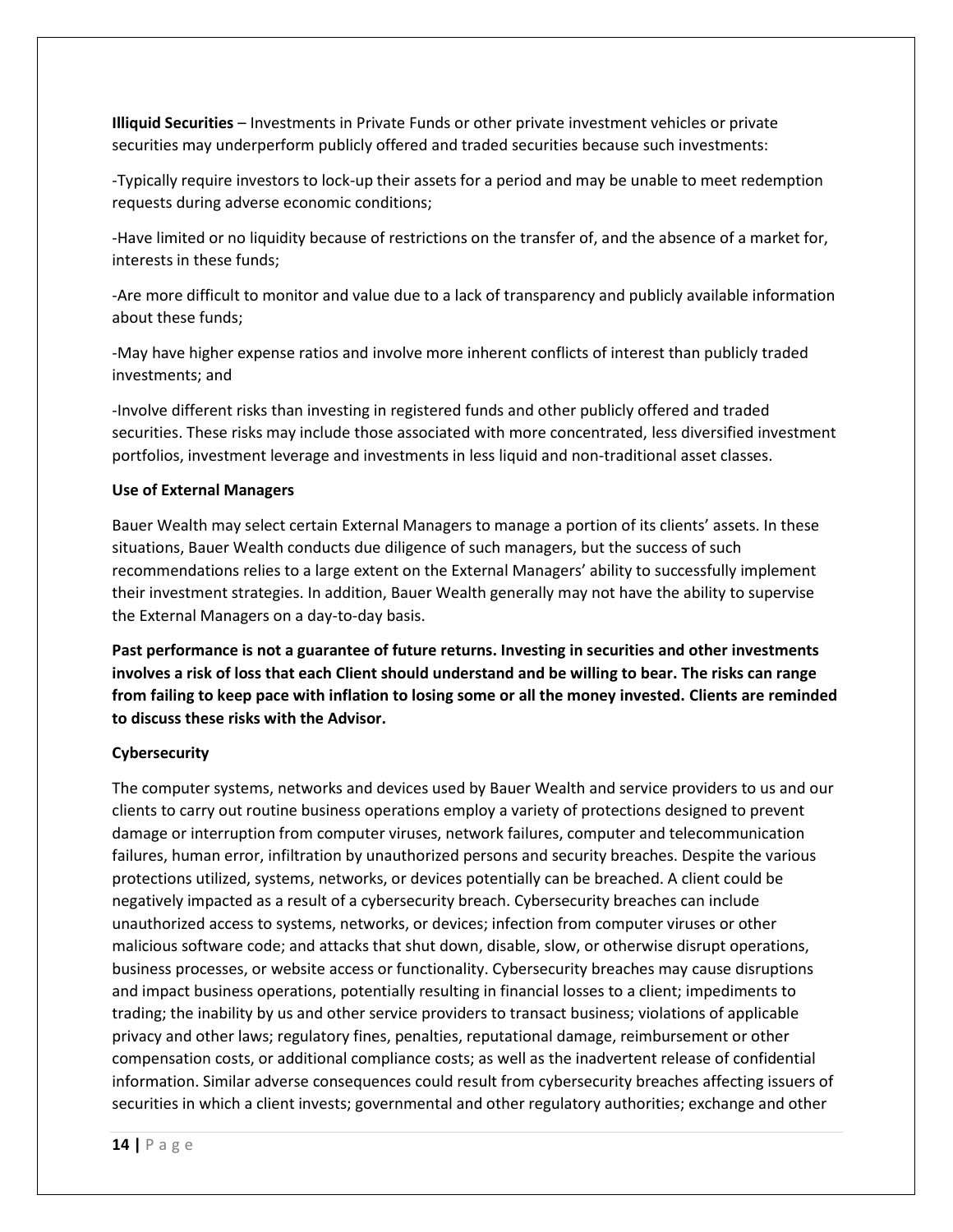**Illiquid Securities** – Investments in Private Funds or other private investment vehicles or private securities may underperform publicly offered and traded securities because such investments:

-Typically require investors to lock-up their assets for a period and may be unable to meet redemption requests during adverse economic conditions;

-Have limited or no liquidity because of restrictions on the transfer of, and the absence of a market for, interests in these funds;

-Are more difficult to monitor and value due to a lack of transparency and publicly available information about these funds;

-May have higher expense ratios and involve more inherent conflicts of interest than publicly traded investments; and

-Involve different risks than investing in registered funds and other publicly offered and traded securities. These risks may include those associated with more concentrated, less diversified investment portfolios, investment leverage and investments in less liquid and non-traditional asset classes.

**Use of External Managers**

Bauer Wealth may select certain External Managers to manage a portion of its clients' assets. In these situations, Bauer Wealth conducts due diligence of such managers, but the success of such recommendations relies to a large extent on the External Managers' ability to successfully implement their investment strategies. In addition, Bauer Wealth generally may not have the ability to supervise the External Managers on a day-to-day basis.

**Past performance is not a guarantee of future returns. Investing in securities and other investments involves a risk of loss that each Client should understand and be willing to bear. The risks can range from failing to keep pace with inflation to losing some or all the money invested. Clients are reminded to discuss these risks with the Advisor.**

**Cybersecurity**

The computer systems, networks and devices used by Bauer Wealth and service providers to us and our clients to carry out routine business operations employ a variety of protections designed to prevent damage or interruption from computer viruses, network failures, computer and telecommunication failures, human error, infiltration by unauthorized persons and security breaches. Despite the various protections utilized, systems, networks, or devices potentially can be breached. A client could be negatively impacted as a result of a cybersecurity breach. Cybersecurity breaches can include unauthorized access to systems, networks, or devices; infection from computer viruses or other malicious software code; and attacks that shut down, disable, slow, or otherwise disrupt operations, business processes, or website access or functionality. Cybersecurity breaches may cause disruptions and impact business operations, potentially resulting in financial losses to a client; impediments to trading; the inability by us and other service providers to transact business; violations of applicable privacy and other laws; regulatory fines, penalties, reputational damage, reimbursement or other compensation costs, or additional compliance costs; as well as the inadvertent release of confidential information. Similar adverse consequences could result from cybersecurity breaches affecting issuers of securities in which a client invests; governmental and other regulatory authorities; exchange and other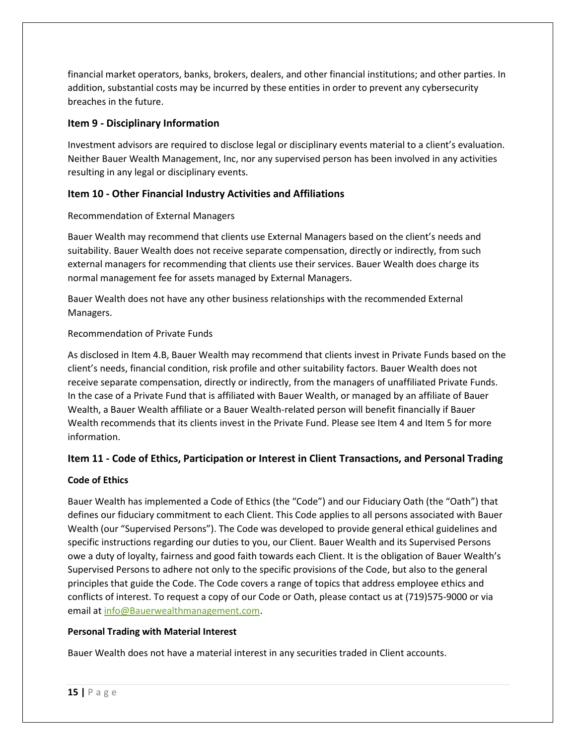financial market operators, banks, brokers, dealers, and other financial institutions; and other parties. In addition, substantial costs may be incurred by these entities in order to prevent any cybersecurity breaches in the future.

## Item 9 - Disciplinary Information

Investment advisors are required to disclose legal or disciplinary events material to a client's evaluation. Neither Bauer Wealth Management, Inc, nor any supervised person has been involved in any activities resulting in any legal or disciplinary events.

## Item 10 - Other Financial Industry Activities and Affiliations

Recommendation of External Managers

Bauer Wealth may recommend that clients use External Managers based on the client's needs and suitability. Bauer Wealth does not receive separate compensation, directly or indirectly, from such external managers for recommending that clients use their services. Bauer Wealth does charge its normal management fee for assets managed by External Managers.

Bauer Wealth does not have any other business relationships with the recommended External Managers.

Recommendation of Private Funds

As disclosed in Item 4.B, Bauer Wealth may recommend that clients invest in Private Funds based on the client's needs, financial condition, risk profile and other suitability factors. Bauer Wealth does not receive separate compensation, directly or indirectly, from the managers of unaffiliated Private Funds. In the case of a Private Fund that is affiliated with Bauer Wealth, or managed by an affiliate of Bauer Wealth, a Bauer Wealth affiliate or a Bauer Wealth-related person will benefit financially if Bauer Wealth recommends that its clients invest in the Private Fund. Please see Item 4 and Item 5 for more information.

## Item 11 - Code of Ethics, Participation or Interest in Client Transactions, and Personal Trading

**Code of Ethics**

Bauer Wealth has implemented a Code of Ethics (the "Code") and our Fiduciary Oath (the "Oath") that defines our fiduciary commitment to each Client. This Code applies to all persons associated with Bauer Wealth (our "Supervised Persons"). The Code was developed to provide general ethical guidelines and specific instructions regarding our duties to you, our Client. Bauer Wealth and its Supervised Persons owe a duty of loyalty, fairness and good faith towards each Client. It is the obligation of Bauer Wealth's Supervised Persons to adhere not only to the specific provisions of the Code, but also to the general principles that guide the Code. The Code covers a range of topics that address employee ethics and conflicts of interest. To request a copy of our Code or Oath, please contact us at (719)575-9000 or via email at info@Bauerwealthmanagement.com.

**Personal Trading with Material Interest**

Bauer Wealth does not have a material interest in any securities traded in Client accounts.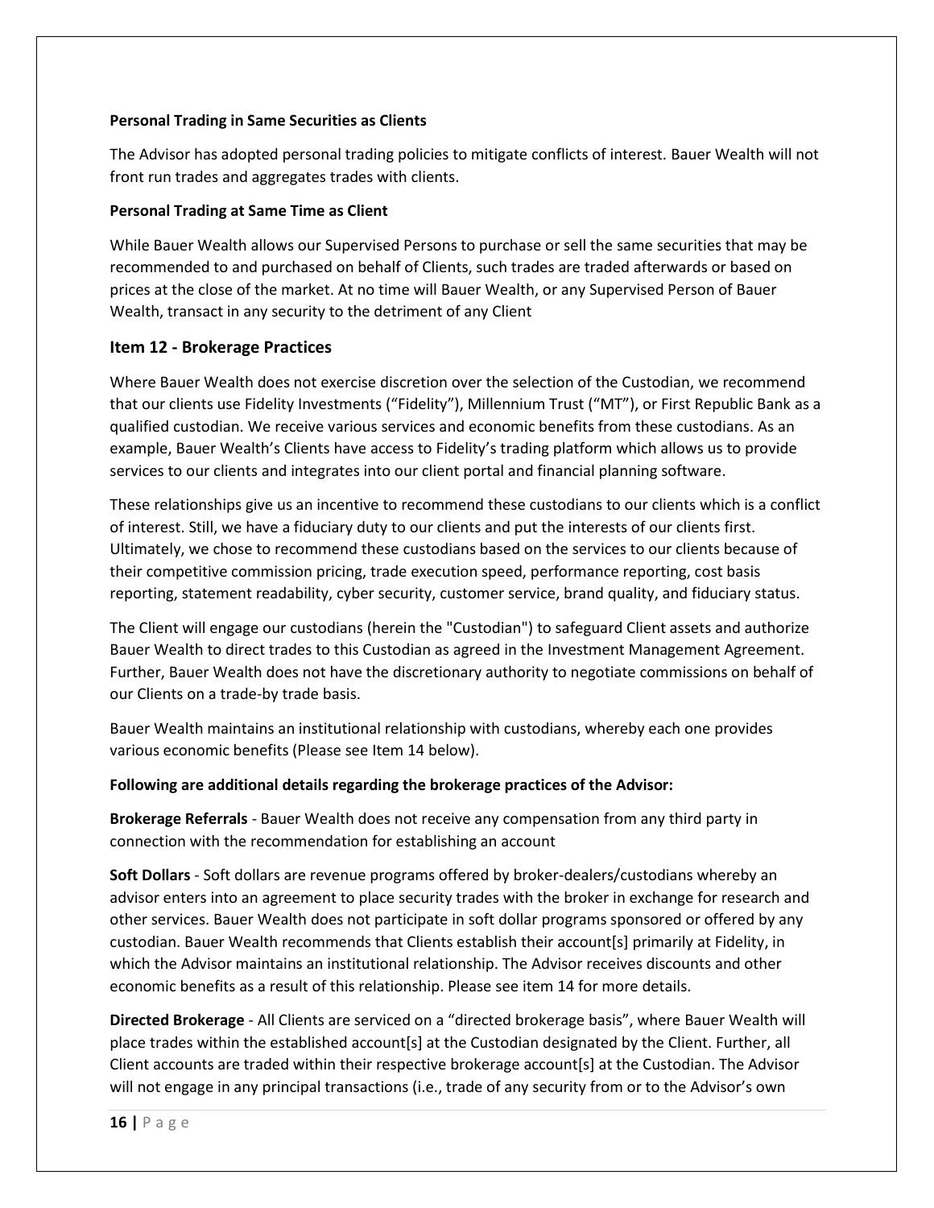**Personal Trading in Same Securities as Clients**

The Advisor has adopted personal trading policies to mitigate conflicts of interest. Bauer Wealth will not front run trades and aggregates trades with clients.

**Personal Trading at Same Time as Client**

While Bauer Wealth allows our Supervised Persons to purchase or sell the same securities that may be recommended to and purchased on behalf of Clients, such trades are traded afterwards or based on prices at the close of the market. At no time will Bauer Wealth, or any Supervised Person of Bauer Wealth, transact in any security to the detriment of any Client

## Item 12 - Brokerage Practices

Where Bauer Wealth does not exercise discretion over the selection of the Custodian, we recommend that our clients use Fidelity Investments ("Fidelity"), Millennium Trust ("MT"), or First Republic Bank as a qualified custodian. We receive various services and economic benefits from these custodians. As an example, Bauer Wealth's Clients have access to Fidelity's trading platform which allows us to provide services to our clients and integrates into our client portal and financial planning software.

These relationships give us an incentive to recommend these custodians to our clients which is a conflict of interest. Still, we have a fiduciary duty to our clients and put the interests of our clients first. Ultimately, we chose to recommend these custodians based on the services to our clients because of their competitive commission pricing, trade execution speed, performance reporting, cost basis reporting, statement readability, cyber security, customer service, brand quality, and fiduciary status.

The Client will engage our custodians (herein the "Custodian") to safeguard Client assets and authorize Bauer Wealth to direct trades to this Custodian as agreed in the Investment Management Agreement. Further, Bauer Wealth does not have the discretionary authority to negotiate commissions on behalf of our Clients on a trade-by trade basis.

Bauer Wealth maintains an institutional relationship with custodians, whereby each one provides various economic benefits (Please see Item 14 below).

**Following are additional details regarding the brokerage practices of the Advisor:**

**Brokerage Referrals** - Bauer Wealth does not receive any compensation from any third party in connection with the recommendation for establishing an account

**Soft Dollars** - Soft dollars are revenue programs offered by broker-dealers/custodians whereby an advisor enters into an agreement to place security trades with the broker in exchange for research and other services. Bauer Wealth does not participate in soft dollar programs sponsored or offered by any custodian. Bauer Wealth recommends that Clients establish their account[s] primarily at Fidelity, in which the Advisor maintains an institutional relationship. The Advisor receives discounts and other economic benefits as a result of this relationship. Please see item 14 for more details.

**Directed Brokerage** - All Clients are serviced on a "directed brokerage basis", where Bauer Wealth will place trades within the established account[s] at the Custodian designated by the Client. Further, all Client accounts are traded within their respective brokerage account[s] at the Custodian. The Advisor will not engage in any principal transactions (i.e., trade of any security from or to the Advisor's own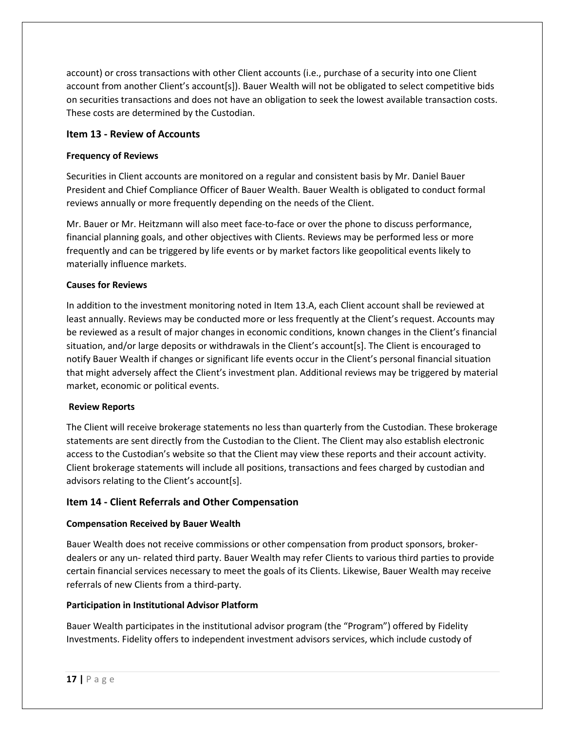account) or cross transactions with other Client accounts (i.e., purchase of a security into one Client account from another Client's account[s]). Bauer Wealth will not be obligated to select competitive bids on securities transactions and does not have an obligation to seek the lowest available transaction costs. These costs are determined by the Custodian.

## Item 13 - Review of Accounts

### Frequency of Reviews

Securities in Client accounts are monitored on a regular and consistent basis by Mr. Daniel Bauer President and Chief Compliance Officer of Bauer Wealth. Bauer Wealth is obligated to conduct formal reviews annually or more frequently depending on the needs of the Client.

Mr. Bauer or Mr. Heitzmann will also meet face-to-face or over the phone to discuss performance, financial planning goals, and other objectives with Clients. Reviews may be performed less or more frequently and can be triggered by life events or by market factors like geopolitical events likely to materially influence markets.

### Causes for Reviews

In addition to the investment monitoring noted in Item 13.A, each Client account shall be reviewed at least annually. Reviews may be conducted more or less frequently at the Client's request. Accounts may be reviewed as a result of major changes in economic conditions, known changes in the Client's financial situation, and/or large deposits or withdrawals in the Client's account[s]. The Client is encouraged to notify Bauer Wealth if changes or significant life events occur in the Client's personal financial situation that might adversely affect the Client's investment plan. Additional reviews may be triggered by material market, economic or political events.

### Review Reports

The Client will receive brokerage statements no less than quarterly from the Custodian. These brokerage statements are sent directly from the Custodian to the Client. The Client may also establish electronic access to the Custodian's website so that the Client may view these reports and their account activity. Client brokerage statements will include all positions, transactions and fees charged by custodian and advisors relating to the Client's account[s].

## Item 14 - Client Referrals and Other Compensation

### Compensation Received by Bauer Wealth

Bauer Wealth does not receive commissions or other compensation from product sponsors, broker-dealers or any un- related third party. Bauer Wealth may refer Clients to various third parties to provide certain financial services necessary to meet the goals of its Clients. Likewise, Bauer Wealth may receive referrals of new Clients from a third-party.

### Participation in Institutional Advisor Platform

Bauer Wealth participates in the institutional advisor program (the "Program") offered by Fidelity Investments. Fidelity offers to independent investment advisors services, which include custody of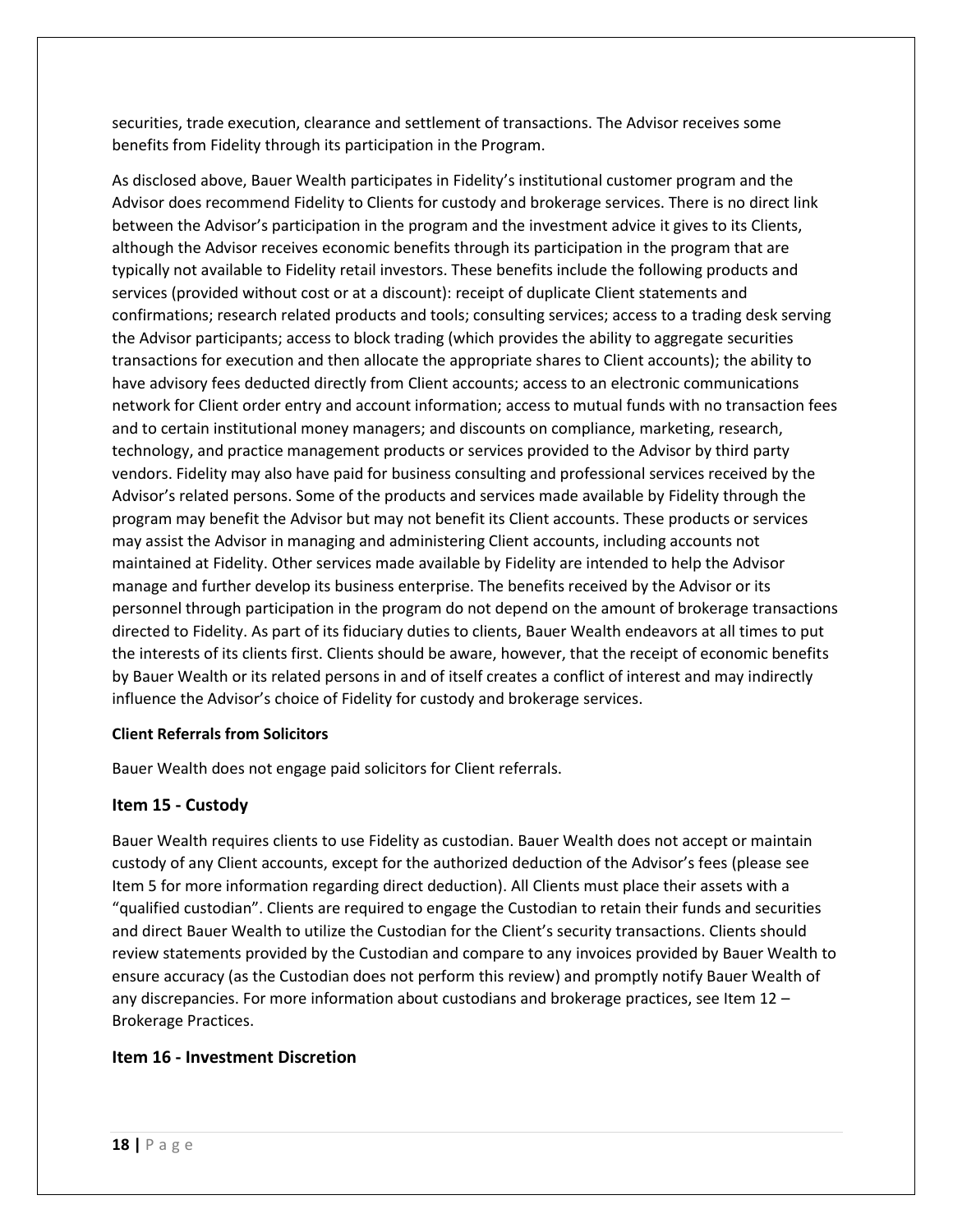securities, trade execution, clearance and settlement of transactions. The Advisor receives some benefits from Fidelity through its participation in the Program.

As disclosed above, Bauer Wealth participates in Fidelity's institutional customer program and the Advisor does recommend Fidelity to Clients for custody and brokerage services. There is no direct link between the Advisor's participation in the program and the investment advice it gives to its Clients, although the Advisor receives economic benefits through its participation in the program that are typically not available to Fidelity retail investors. These benefits include the following products and services (provided without cost or at a discount): receipt of duplicate Client statements and confirmations; research related products and tools; consulting services; access to a trading desk serving the Advisor participants; access to block trading (which provides the ability to aggregate securities transactions for execution and then allocate the appropriate shares to Client accounts); the ability to have advisory fees deducted directly from Client accounts; access to an electronic communications network for Client order entry and account information; access to mutual funds with no transaction fees and to certain institutional money managers; and discounts on compliance, marketing, research, technology, and practice management products or services provided to the Advisor by third party vendors. Fidelity may also have paid for business consulting and professional services received by the Advisor's related persons. Some of the products and services made available by Fidelity through the program may benefit the Advisor but may not benefit its Client accounts. These products or services may assist the Advisor in managing and administering Client accounts, including accounts not maintained at Fidelity. Other services made available by Fidelity are intended to help the Advisor manage and further develop its business enterprise. The benefits received by the Advisor or its personnel through participation in the program do not depend on the amount of brokerage transactions directed to Fidelity. As part of its fiduciary duties to clients, Bauer Wealth endeavors at all times to put the interests of its clients first. Clients should be aware, however, that the receipt of economic benefits by Bauer Wealth or its related persons in and of itself creates a conflict of interest and may indirectly influence the Advisor's choice of Fidelity for custody and brokerage services.

**Client Referrals from Solicitors**

Bauer Wealth does not engage paid solicitors for Client referrals.

## Item 15 - Custody

Bauer Wealth requires clients to use Fidelity as custodian. Bauer Wealth does not accept or maintain custody of any Client accounts, except for the authorized deduction of the Advisor's fees (please see Item 5 for more information regarding direct deduction). All Clients must place their assets with a "qualified custodian". Clients are required to engage the Custodian to retain their funds and securities and direct Bauer Wealth to utilize the Custodian for the Client's security transactions. Clients should review statements provided by the Custodian and compare to any invoices provided by Bauer Wealth to ensure accuracy (as the Custodian does not perform this review) and promptly notify Bauer Wealth of any discrepancies. For more information about custodians and brokerage practices, see Item 12 – Brokerage Practices.

## Item 16 - Investment Discretion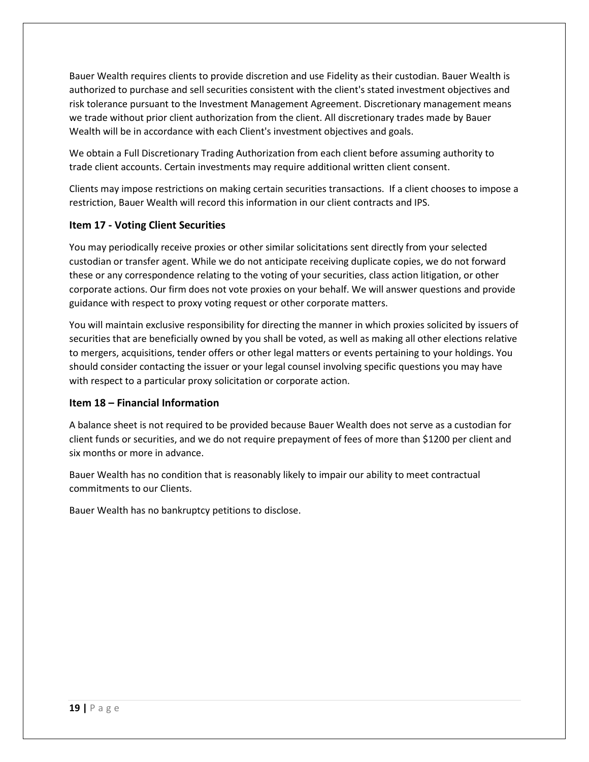Bauer Wealth requires clients to provide discretion and use Fidelity as their custodian. Bauer Wealth is authorized to purchase and sell securities consistent with the client's stated investment objectives and risk tolerance pursuant to the Investment Management Agreement. Discretionary management means we trade without prior client authorization from the client. All discretionary trades made by Bauer Wealth will be in accordance with each Client's investment objectives and goals.

We obtain a Full Discretionary Trading Authorization from each client before assuming authority to trade client accounts. Certain investments may require additional written client consent.

Clients may impose restrictions on making certain securities transactions. If a client chooses to impose a restriction, Bauer Wealth will record this information in our client contracts and IPS.

## Item 17 - Voting Client Securities

You may periodically receive proxies or other similar solicitations sent directly from your selected custodian or transfer agent. While we do not anticipate receiving duplicate copies, we do not forward these or any correspondence relating to the voting of your securities, class action litigation, or other corporate actions. Our firm does not vote proxies on your behalf. We will answer questions and provide guidance with respect to proxy voting request or other corporate matters.

You will maintain exclusive responsibility for directing the manner in which proxies solicited by issuers of securities that are beneficially owned by you shall be voted, as well as making all other elections relative to mergers, acquisitions, tender offers or other legal matters or events pertaining to your holdings. You should consider contacting the issuer or your legal counsel involving specific questions you may have with respect to a particular proxy solicitation or corporate action.

## Item 18 – Financial Information

A balance sheet is not required to be provided because Bauer Wealth does not serve as a custodian for client funds or securities, and we do not require prepayment of fees of more than $1200 per client and six months or more in advance.

Bauer Wealth has no condition that is reasonably likely to impair our ability to meet contractual commitments to our Clients.

Bauer Wealth has no bankruptcy petitions to disclose.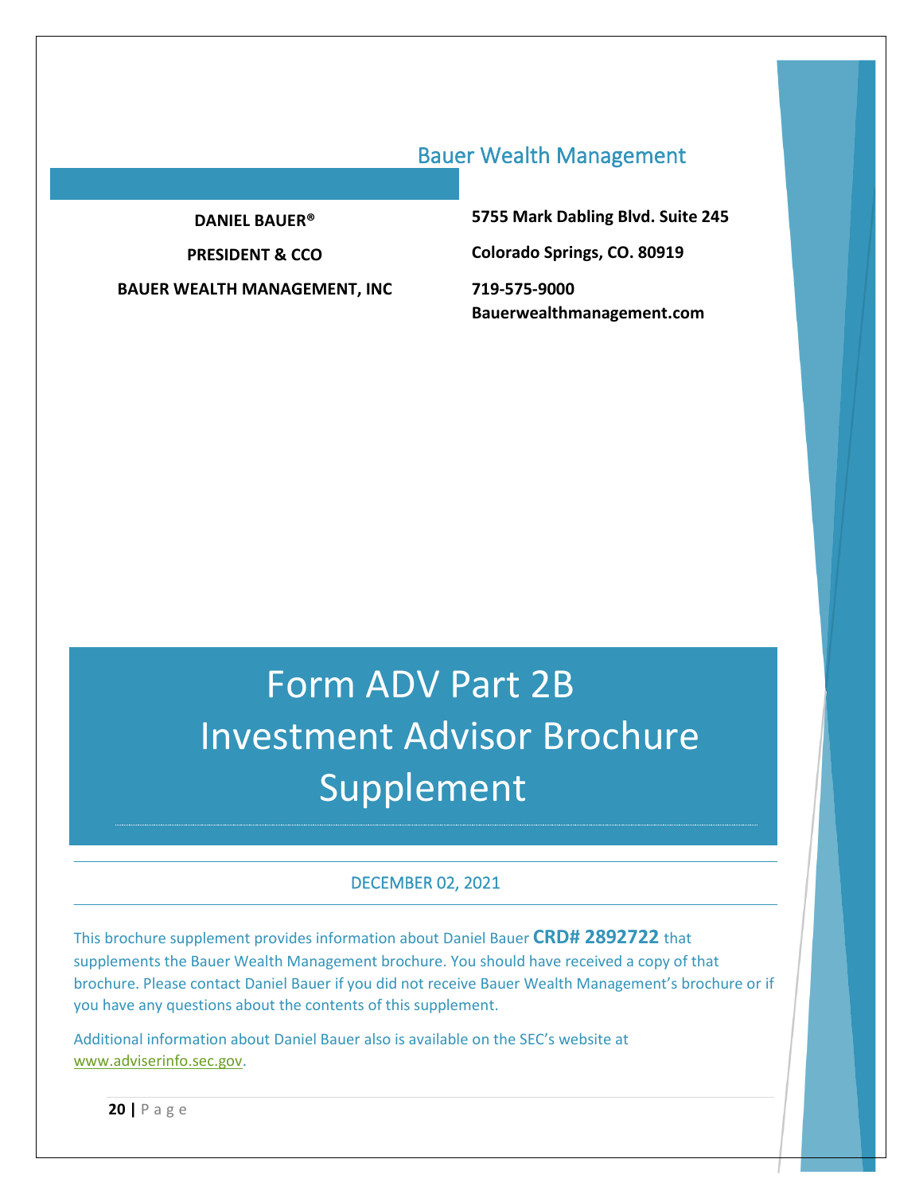Bauer Wealth Management

**DANIEL BAUER®**

**PRESIDENT & CCO**

**BAUER WEALTH MANAGEMENT, INC**

**5755 Mark Dabling Blvd. Suite 245**

**Colorado Springs, CO. 80919**

**719-575-9000**
**Bauerwealthmanagement.com**

# Form ADV Part 2B Investment Advisor Brochure Supplement

DECEMBER 02, 2021

This brochure supplement provides information about Daniel Bauer **CRD# 2892722** that supplements the Bauer Wealth Management brochure. You should have received a copy of that brochure. Please contact Daniel Bauer if you did not receive Bauer Wealth Management's brochure or if you have any questions about the contents of this supplement.

Additional information about Daniel Bauer also is available on the SEC's website at www.adviserinfo.sec.gov.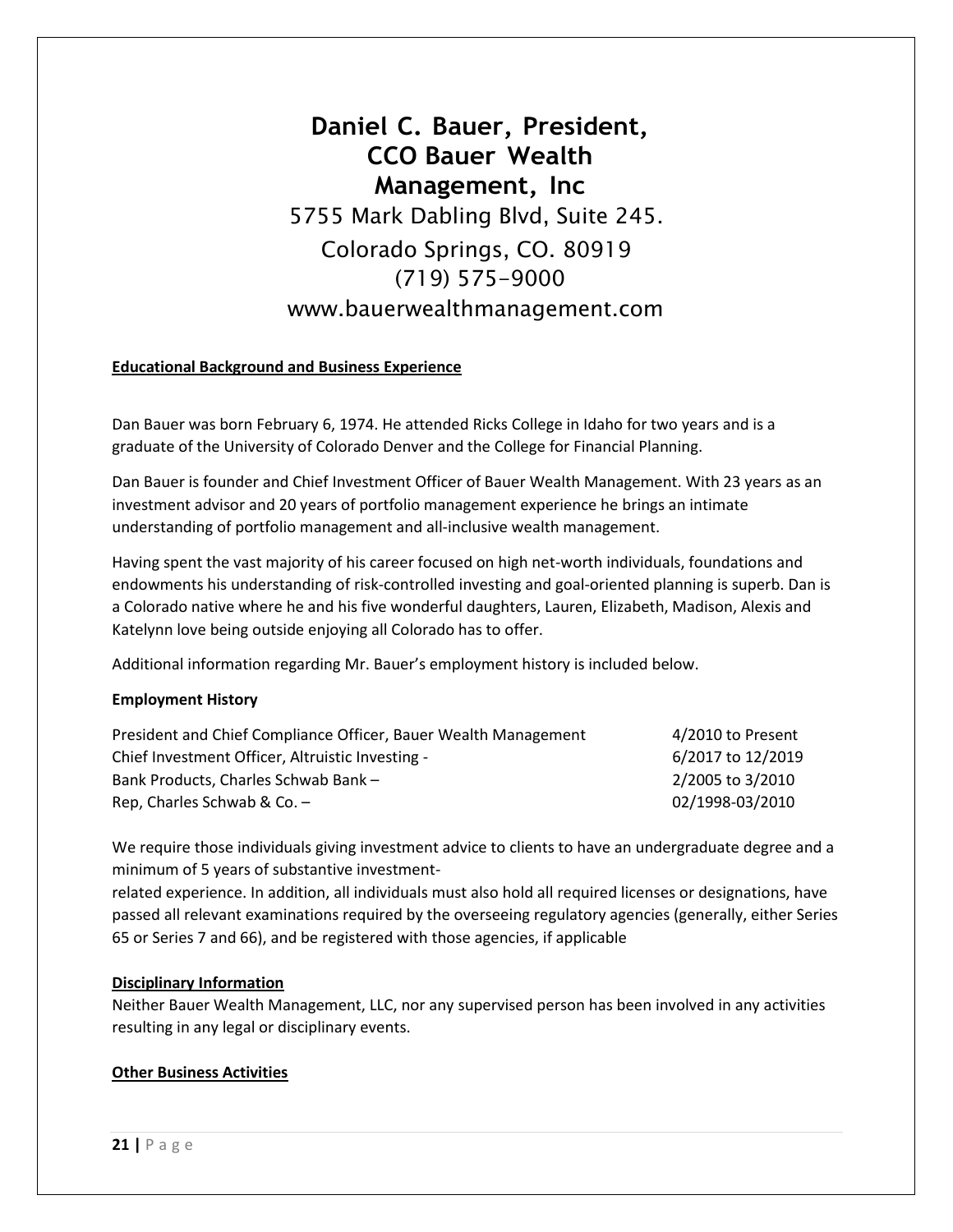# Daniel C. Bauer, President, CCO Bauer Wealth Management, Inc

5755 Mark Dabling Blvd, Suite 245.

Colorado Springs, CO. 80919

(719) 575-9000

www.bauerwealthmanagement.com

## Educational Background and Business Experience

Dan Bauer was born February 6, 1974. He attended Ricks College in Idaho for two years and is a graduate of the University of Colorado Denver and the College for Financial Planning.

Dan Bauer is founder and Chief Investment Officer of Bauer Wealth Management. With 23 years as an investment advisor and 20 years of portfolio management experience he brings an intimate understanding of portfolio management and all-inclusive wealth management.

Having spent the vast majority of his career focused on high net-worth individuals, foundations and endowments his understanding of risk-controlled investing and goal-oriented planning is superb. Dan is a Colorado native where he and his five wonderful daughters, Lauren, Elizabeth, Madison, Alexis and Katelynn love being outside enjoying all Colorado has to offer.

Additional information regarding Mr. Bauer's employment history is included below.

**Employment History**

| | |
|---|---|
| President and Chief Compliance Officer, Bauer Wealth Management | 4/2010 to Present |
| Chief Investment Officer, Altruistic Investing - | 6/2017 to 12/2019 |
| Bank Products, Charles Schwab Bank – | 2/2005 to 3/2010 |
| Rep, Charles Schwab & Co. – | 02/1998-03/2010 |

We require those individuals giving investment advice to clients to have an undergraduate degree and a minimum of 5 years of substantive investment-related experience. In addition, all individuals must also hold all required licenses or designations, have passed all relevant examinations required by the overseeing regulatory agencies (generally, either Series 65 or Series 7 and 66), and be registered with those agencies, if applicable

## Disciplinary Information

Neither Bauer Wealth Management, LLC, nor any supervised person has been involved in any activities resulting in any legal or disciplinary events.

## Other Business Activities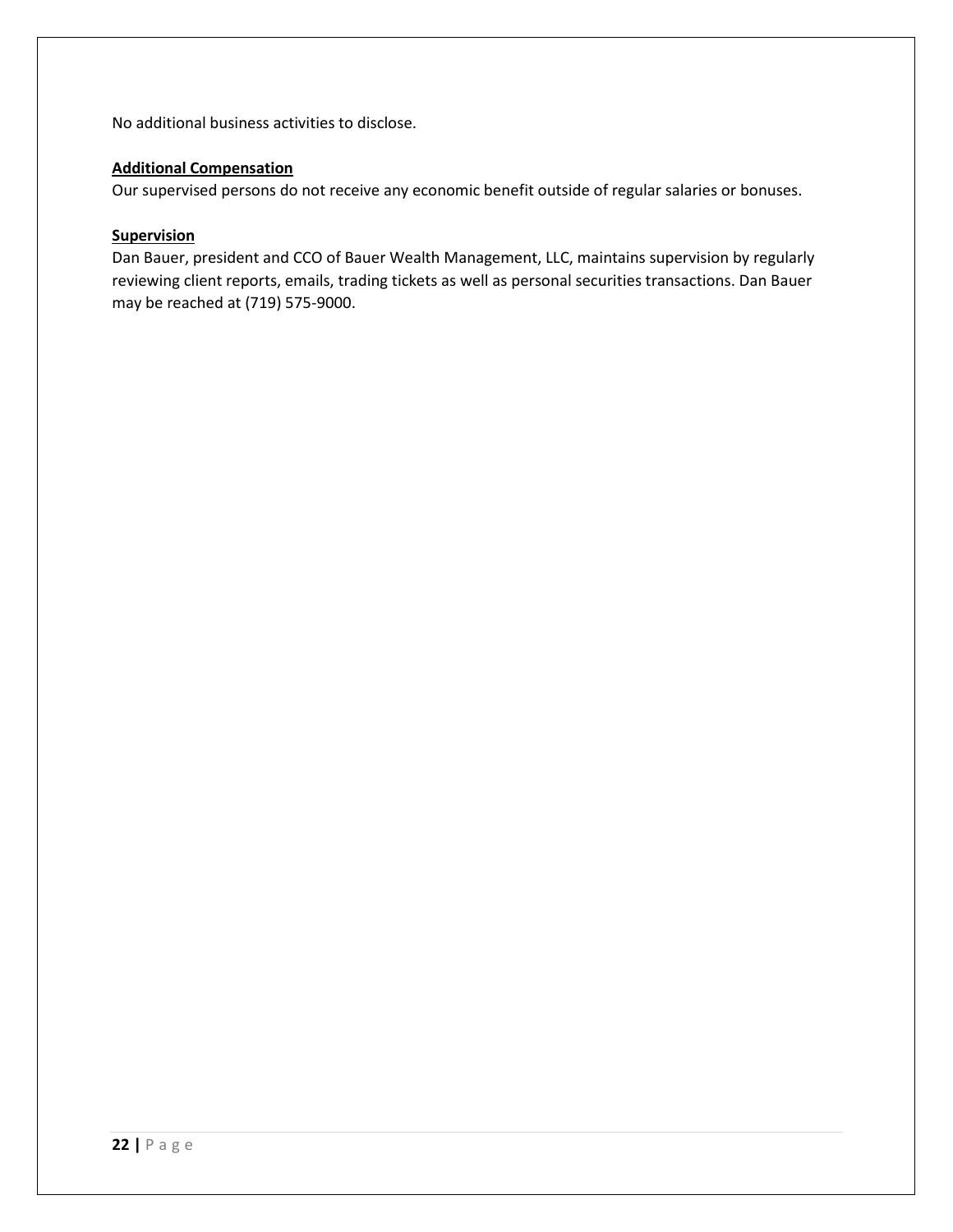No additional business activities to disclose.

**Additional Compensation**

Our supervised persons do not receive any economic benefit outside of regular salaries or bonuses.

**Supervision**

Dan Bauer, president and CCO of Bauer Wealth Management, LLC, maintains supervision by regularly reviewing client reports, emails, trading tickets as well as personal securities transactions. Dan Bauer may be reached at (719) 575-9000.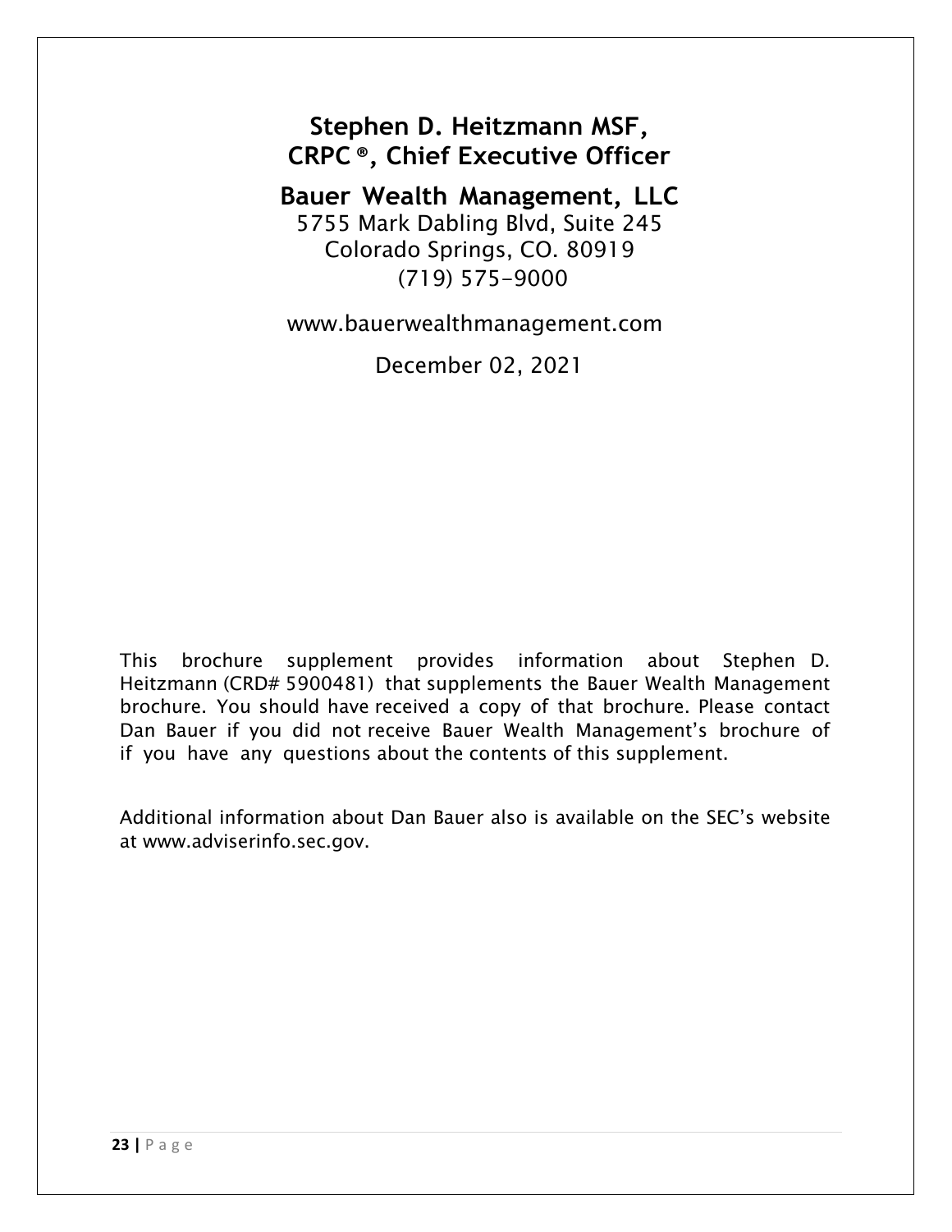# Stephen D. Heitzmann MSF, CRPC®, Chief Executive Officer

## Bauer Wealth Management, LLC

5755 Mark Dabling Blvd, Suite 245
Colorado Springs, CO. 80919
(719) 575-9000

www.bauerwealthmanagement.com

December 02, 2021

This brochure supplement provides information about Stephen D. Heitzmann (CRD# 5900481) that supplements the Bauer Wealth Management brochure. You should have received a copy of that brochure. Please contact Dan Bauer if you did not receive Bauer Wealth Management's brochure of if you have any questions about the contents of this supplement.

Additional information about Dan Bauer also is available on the SEC's website at www.adviserinfo.sec.gov.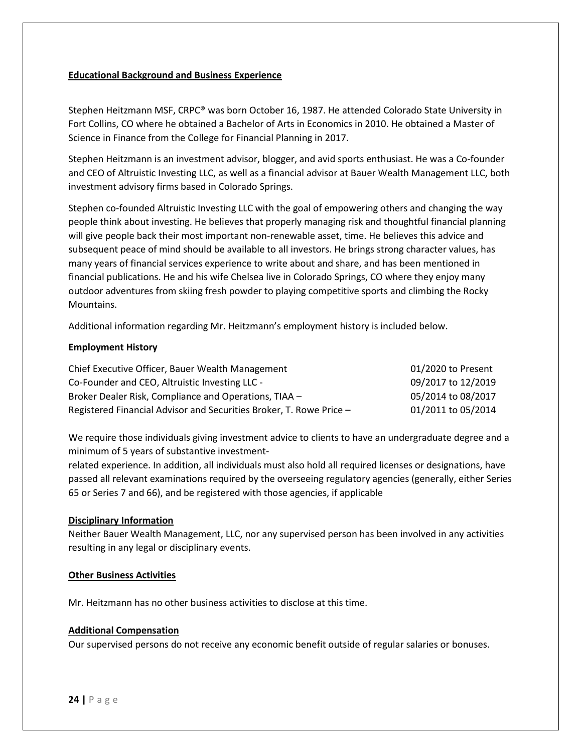## Educational Background and Business Experience

Stephen Heitzmann MSF, CRPC® was born October 16, 1987. He attended Colorado State University in Fort Collins, CO where he obtained a Bachelor of Arts in Economics in 2010. He obtained a Master of Science in Finance from the College for Financial Planning in 2017.

Stephen Heitzmann is an investment advisor, blogger, and avid sports enthusiast. He was a Co-founder and CEO of Altruistic Investing LLC, as well as a financial advisor at Bauer Wealth Management LLC, both investment advisory firms based in Colorado Springs.

Stephen co-founded Altruistic Investing LLC with the goal of empowering others and changing the way people think about investing. He believes that properly managing risk and thoughtful financial planning will give people back their most important non-renewable asset, time. He believes this advice and subsequent peace of mind should be available to all investors. He brings strong character values, has many years of financial services experience to write about and share, and has been mentioned in financial publications. He and his wife Chelsea live in Colorado Springs, CO where they enjoy many outdoor adventures from skiing fresh powder to playing competitive sports and climbing the Rocky Mountains.

Additional information regarding Mr. Heitzmann's employment history is included below.

**Employment History**

| | |
|---|---|
| Chief Executive Officer, Bauer Wealth Management | 01/2020 to Present |
| Co-Founder and CEO, Altruistic Investing LLC - | 09/2017 to 12/2019 |
| Broker Dealer Risk, Compliance and Operations, TIAA – | 05/2014 to 08/2017 |
| Registered Financial Advisor and Securities Broker, T. Rowe Price – | 01/2011 to 05/2014 |

We require those individuals giving investment advice to clients to have an undergraduate degree and a minimum of 5 years of substantive investment-related experience. In addition, all individuals must also hold all required licenses or designations, have passed all relevant examinations required by the overseeing regulatory agencies (generally, either Series 65 or Series 7 and 66), and be registered with those agencies, if applicable

## Disciplinary Information

Neither Bauer Wealth Management, LLC, nor any supervised person has been involved in any activities resulting in any legal or disciplinary events.

## Other Business Activities

Mr. Heitzmann has no other business activities to disclose at this time.

## Additional Compensation

Our supervised persons do not receive any economic benefit outside of regular salaries or bonuses.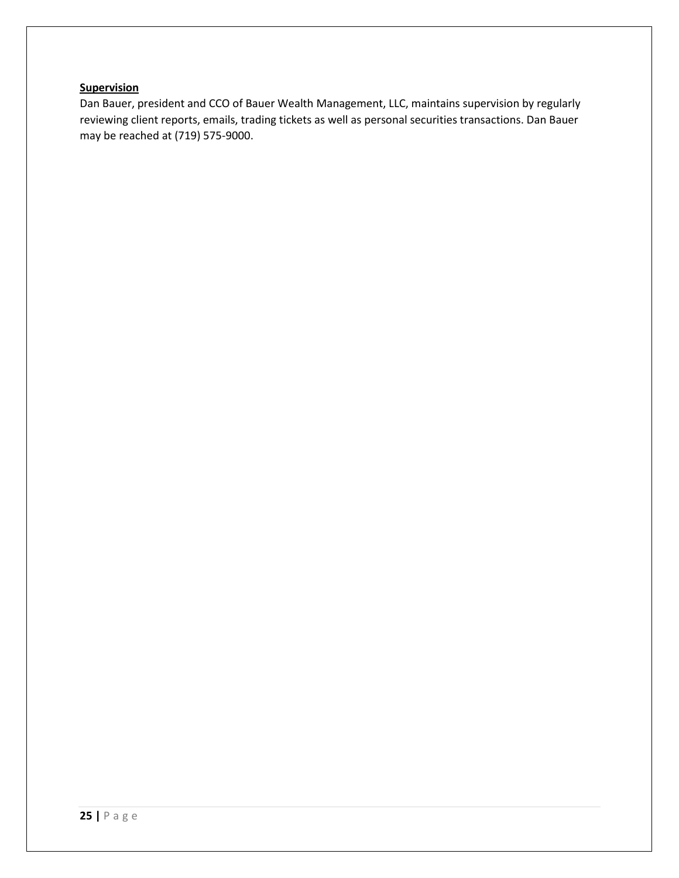**Supervision**

Dan Bauer, president and CCO of Bauer Wealth Management, LLC, maintains supervision by regularly reviewing client reports, emails, trading tickets as well as personal securities transactions. Dan Bauer may be reached at (719) 575-9000.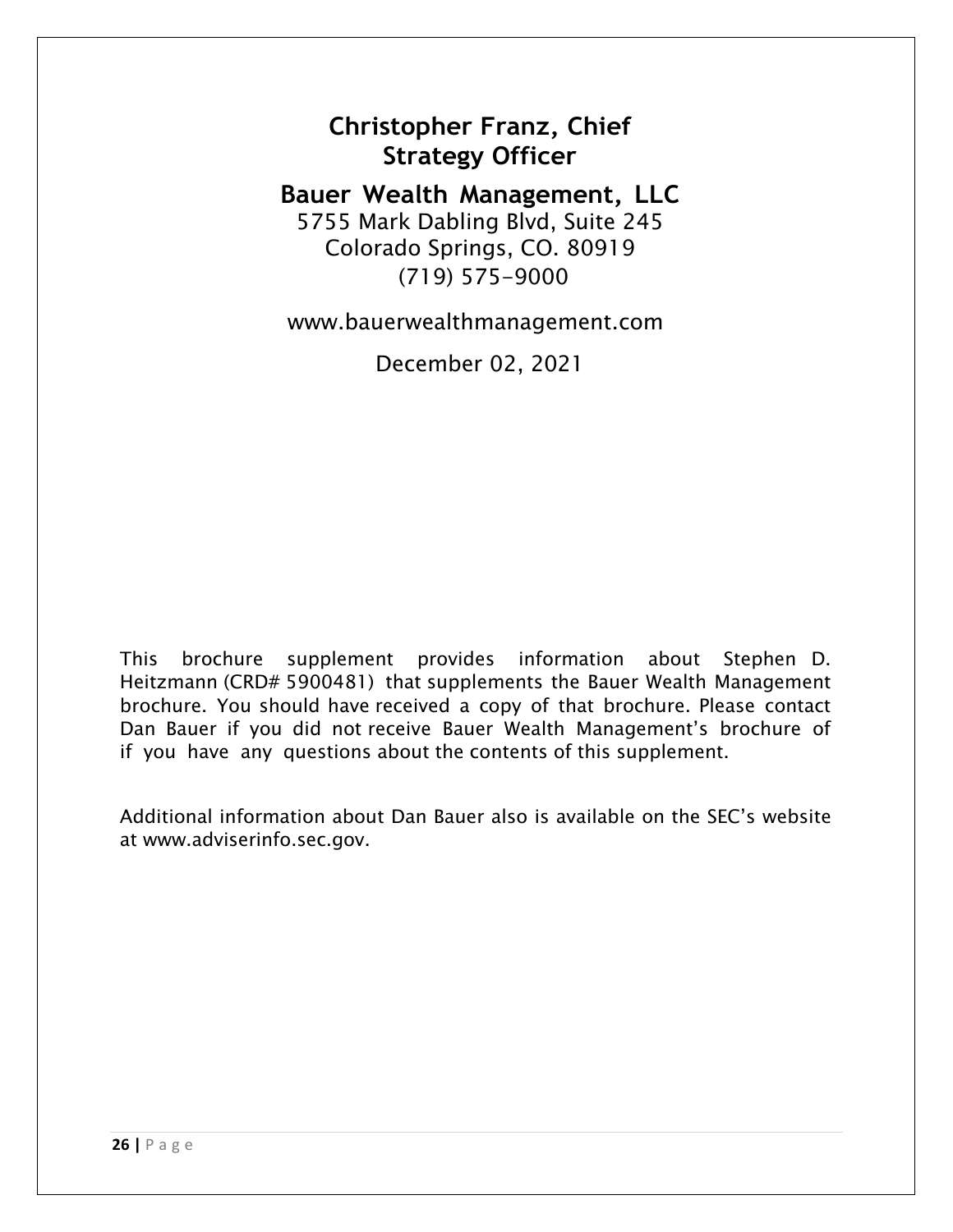# Christopher Franz, Chief Strategy Officer

## Bauer Wealth Management, LLC

5755 Mark Dabling Blvd, Suite 245
Colorado Springs, CO. 80919
(719) 575-9000

www.bauerwealthmanagement.com

December 02, 2021

This brochure supplement provides information about Stephen D. Heitzmann (CRD# 5900481) that supplements the Bauer Wealth Management brochure. You should have received a copy of that brochure. Please contact Dan Bauer if you did not receive Bauer Wealth Management's brochure of if you have any questions about the contents of this supplement.

Additional information about Dan Bauer also is available on the SEC's website at www.adviserinfo.sec.gov.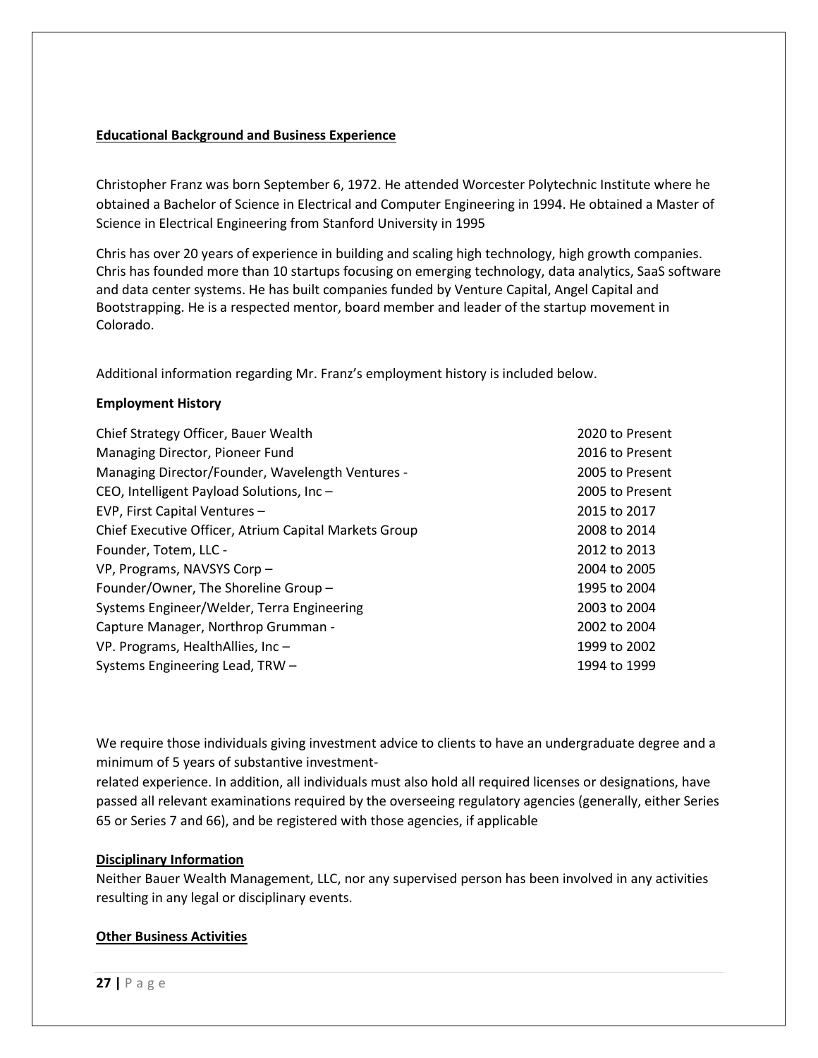**Educational Background and Business Experience**

Christopher Franz was born September 6, 1972. He attended Worcester Polytechnic Institute where he obtained a Bachelor of Science in Electrical and Computer Engineering in 1994. He obtained a Master of Science in Electrical Engineering from Stanford University in 1995

Chris has over 20 years of experience in building and scaling high technology, high growth companies. Chris has founded more than 10 startups focusing on emerging technology, data analytics, SaaS software and data center systems. He has built companies funded by Venture Capital, Angel Capital and Bootstrapping. He is a respected mentor, board member and leader of the startup movement in Colorado.

Additional information regarding Mr. Franz's employment history is included below.

**Employment History**

| | |
|---|---|
| Chief Strategy Officer, Bauer Wealth | 2020 to Present |
| Managing Director, Pioneer Fund | 2016 to Present |
| Managing Director/Founder, Wavelength Ventures - | 2005 to Present |
| CEO, Intelligent Payload Solutions, Inc – | 2005 to Present |
| EVP, First Capital Ventures – | 2015 to 2017 |
| Chief Executive Officer, Atrium Capital Markets Group | 2008 to 2014 |
| Founder, Totem, LLC - | 2012 to 2013 |
| VP, Programs, NAVSYS Corp – | 2004 to 2005 |
| Founder/Owner, The Shoreline Group – | 1995 to 2004 |
| Systems Engineer/Welder, Terra Engineering | 2003 to 2004 |
| Capture Manager, Northrop Grumman - | 2002 to 2004 |
| VP. Programs, HealthAllies, Inc – | 1999 to 2002 |
| Systems Engineering Lead, TRW – | 1994 to 1999 |

We require those individuals giving investment advice to clients to have an undergraduate degree and a minimum of 5 years of substantive investment-related experience. In addition, all individuals must also hold all required licenses or designations, have passed all relevant examinations required by the overseeing regulatory agencies (generally, either Series 65 or Series 7 and 66), and be registered with those agencies, if applicable

**Disciplinary Information**

Neither Bauer Wealth Management, LLC, nor any supervised person has been involved in any activities resulting in any legal or disciplinary events.

**Other Business Activities**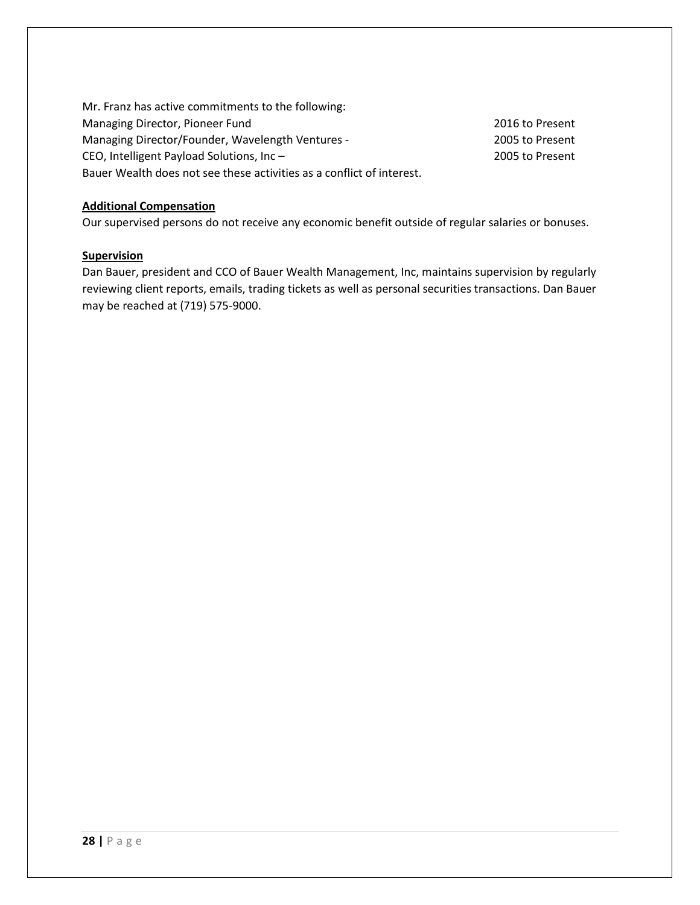| | |
|---|---|
| Mr. Franz has active commitments to the following: | |
| Managing Director, Pioneer Fund | 2016 to Present |
| Managing Director/Founder, Wavelength Ventures - | 2005 to Present |
| CEO, Intelligent Payload Solutions, Inc – | 2005 to Present |

Bauer Wealth does not see these activities as a conflict of interest.

**Additional Compensation**

Our supervised persons do not receive any economic benefit outside of regular salaries or bonuses.

**Supervision**

Dan Bauer, president and CCO of Bauer Wealth Management, Inc, maintains supervision by regularly reviewing client reports, emails, trading tickets as well as personal securities transactions. Dan Bauer may be reached at (719) 575-9000.